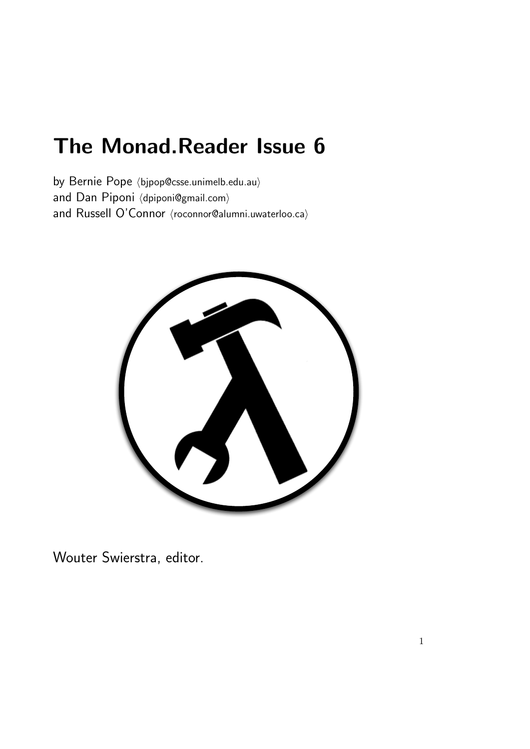# The Monad.Reader Issue 6

by Bernie Pope ⟨bjpop@csse.unimelb.edu.au⟩
and Dan Piponi ⟨dpiponi@gmail.com⟩
and Russell O'Connor ⟨roconnor@alumni.uwaterloo.ca⟩

Wouter Swierstra, editor.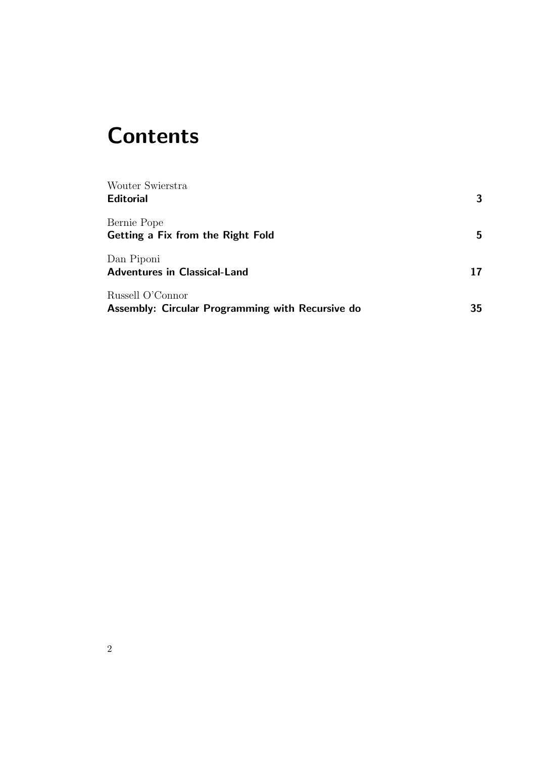# Contents

Wouter Swierstra
**Editorial** 3

Bernie Pope
**Getting a Fix from the Right Fold** 5

Dan Piponi
**Adventures in Classical-Land** 17

Russell O'Connor
**Assembly: Circular Programming with Recursive do** 35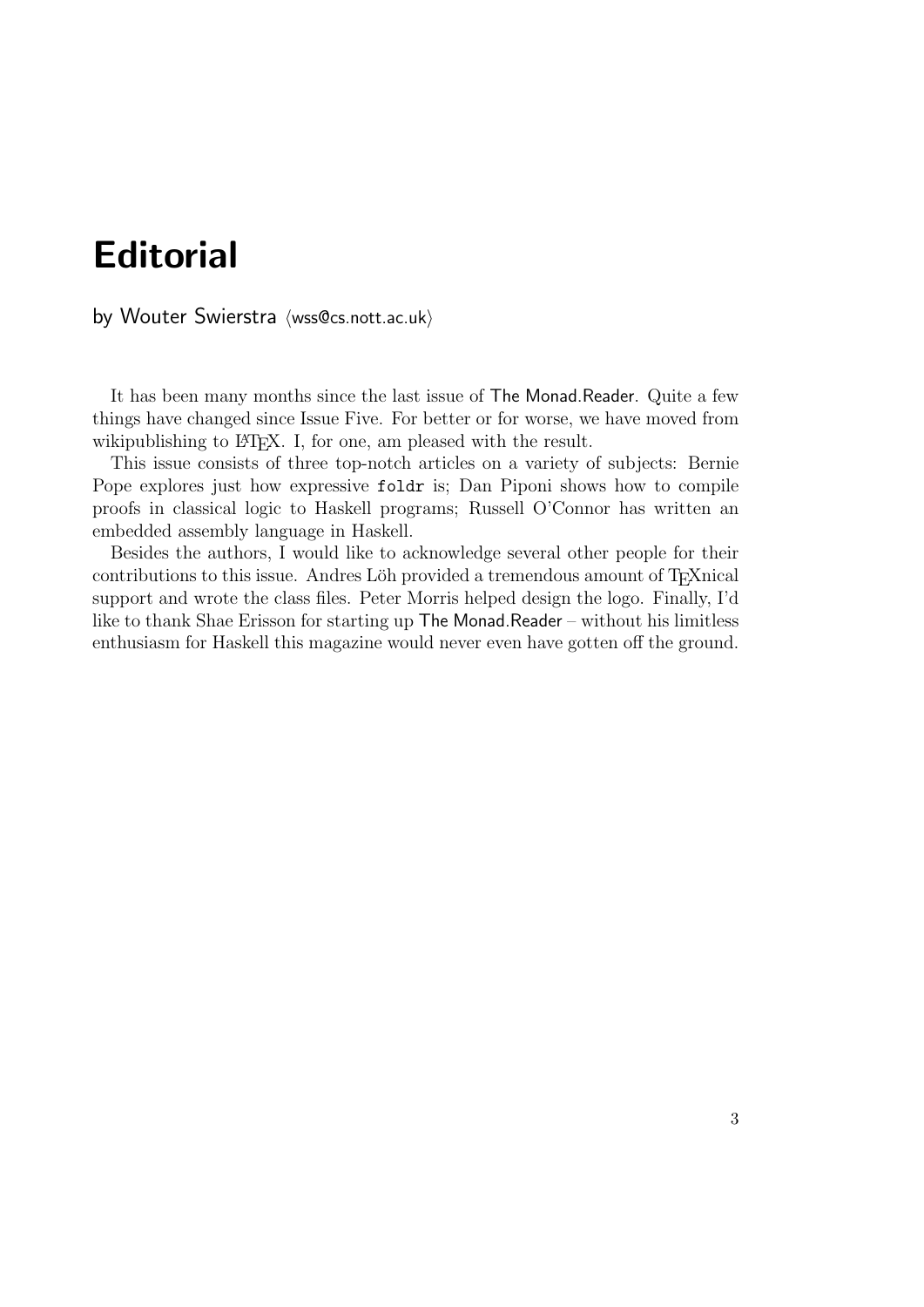# Editorial

by Wouter Swierstra ⟨wss@cs.nott.ac.uk⟩

It has been many months since the last issue of The Monad.Reader. Quite a few things have changed since Issue Five. For better or for worse, we have moved from wikipublishing to LaTeX. I, for one, am pleased with the result.

This issue consists of three top-notch articles on a variety of subjects: Bernie Pope explores just how expressive `foldr` is; Dan Piponi shows how to compile proofs in classical logic to Haskell programs; Russell O'Connor has written an embedded assembly language in Haskell.

Besides the authors, I would like to acknowledge several other people for their contributions to this issue. Andres Löh provided a tremendous amount of TeXnical support and wrote the class files. Peter Morris helped design the logo. Finally, I'd like to thank Shae Erisson for starting up The Monad.Reader – without his limitless enthusiasm for Haskell this magazine would never even have gotten off the ground.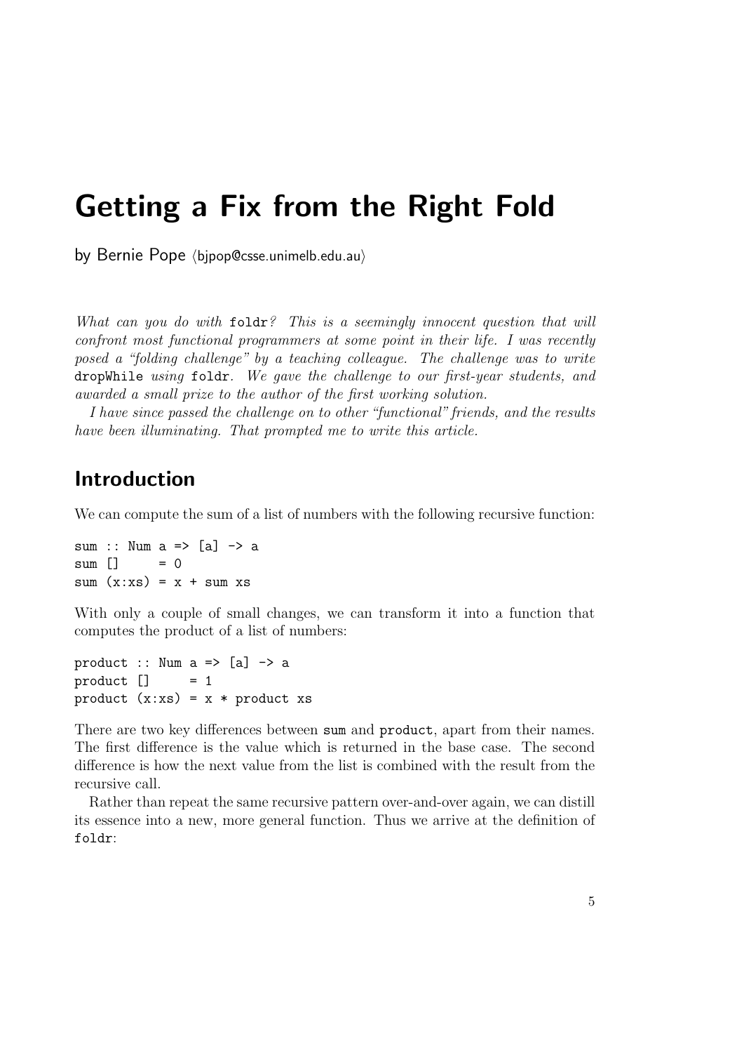# Getting a Fix from the Right Fold

by Bernie Pope ⟨bjpop@csse.unimelb.edu.au⟩

*What can you do with* `foldr`*? This is a seemingly innocent question that will confront most functional programmers at some point in their life. I was recently posed a "folding challenge" by a teaching colleague. The challenge was to write* `dropWhile` *using* `foldr`*. We gave the challenge to our first-year students, and awarded a small prize to the author of the first working solution.*

*I have since passed the challenge on to other "functional" friends, and the results have been illuminating. That prompted me to write this article.*

## Introduction

We can compute the sum of a list of numbers with the following recursive function:

```
sum :: Num a => [a] -> a
sum []     = 0
sum (x:xs) = x + sum xs
```

With only a couple of small changes, we can transform it into a function that computes the product of a list of numbers:

```
product :: Num a => [a] -> a
product []     = 1
product (x:xs) = x * product xs
```

There are two key differences between `sum` and `product`, apart from their names. The first difference is the value which is returned in the base case. The second difference is how the next value from the list is combined with the result from the recursive call.

Rather than repeat the same recursive pattern over-and-over again, we can distill its essence into a new, more general function. Thus we arrive at the definition of `foldr`: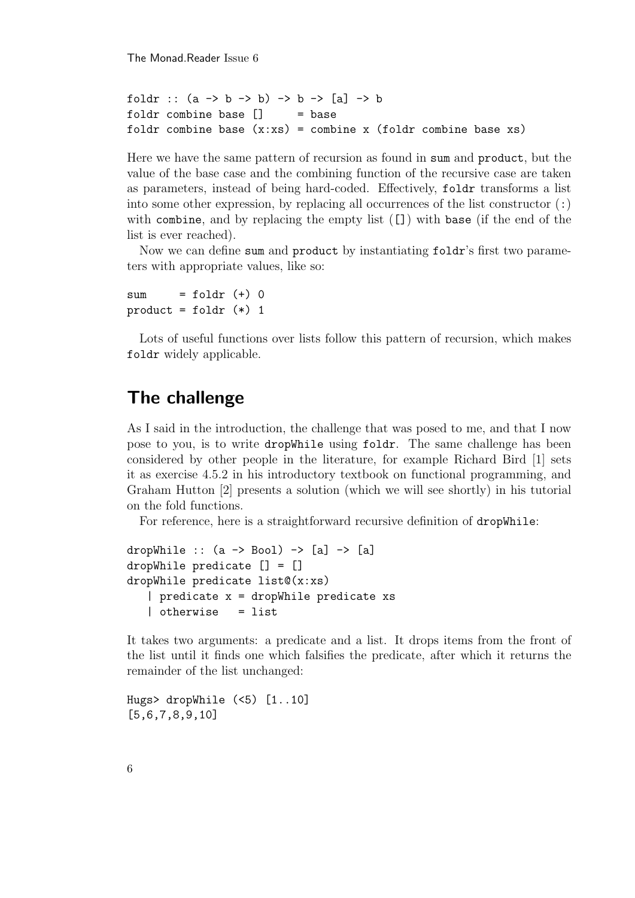```
foldr :: (a -> b -> b) -> b -> [a] -> b
foldr combine base []     = base
foldr combine base (x:xs) = combine x (foldr combine base xs)
```

Here we have the same pattern of recursion as found in sum and product, but the value of the base case and the combining function of the recursive case are taken as parameters, instead of being hard-coded. Effectively, foldr transforms a list into some other expression, by replacing all occurrences of the list constructor (:) with combine, and by replacing the empty list ([]) with base (if the end of the list is ever reached).

Now we can define sum and product by instantiating foldr's first two parameters with appropriate values, like so:

```
sum     = foldr (+) 0
product = foldr (*) 1
```

Lots of useful functions over lists follow this pattern of recursion, which makes foldr widely applicable.

## The challenge

As I said in the introduction, the challenge that was posed to me, and that I now pose to you, is to write dropWhile using foldr. The same challenge has been considered by other people in the literature, for example Richard Bird [1] sets it as exercise 4.5.2 in his introductory textbook on functional programming, and Graham Hutton [2] presents a solution (which we will see shortly) in his tutorial on the fold functions.

For reference, here is a straightforward recursive definition of dropWhile:

```
dropWhile :: (a -> Bool) -> [a] -> [a]
dropWhile predicate [] = []
dropWhile predicate list@(x:xs)
   | predicate x = dropWhile predicate xs
   | otherwise   = list
```

It takes two arguments: a predicate and a list. It drops items from the front of the list until it finds one which falsifies the predicate, after which it returns the remainder of the list unchanged:

```
Hugs> dropWhile (<5) [1..10]
[5,6,7,8,9,10]
```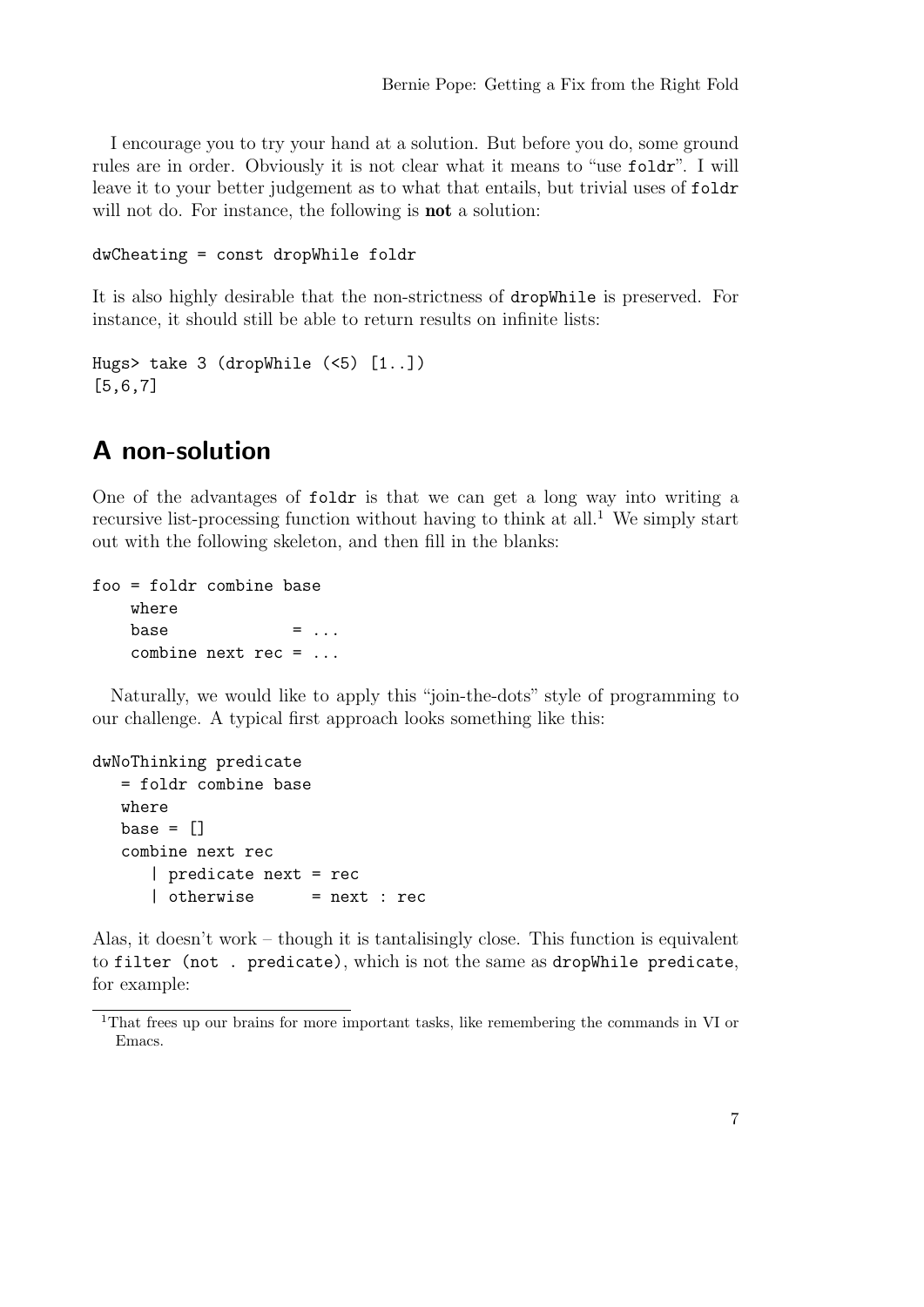I encourage you to try your hand at a solution. But before you do, some ground rules are in order. Obviously it is not clear what it means to "use `foldr`". I will leave it to your better judgement as to what that entails, but trivial uses of `foldr` will not do. For instance, the following is **not** a solution:

```
dwCheating = const dropWhile foldr
```

It is also highly desirable that the non-strictness of `dropWhile` is preserved. For instance, it should still be able to return results on infinite lists:

```
Hugs> take 3 (dropWhile (<5) [1..])
[5,6,7]
```

## A non-solution

One of the advantages of `foldr` is that we can get a long way into writing a recursive list-processing function without having to think at all.[1] We simply start out with the following skeleton, and then fill in the blanks:

```
foo = foldr combine base
    where
    base             = ...
    combine next rec = ...
```

Naturally, we would like to apply this "join-the-dots" style of programming to our challenge. A typical first approach looks something like this:

```
dwNoThinking predicate
   = foldr combine base
   where
   base = []
   combine next rec
      | predicate next = rec
      | otherwise      = next : rec
```

Alas, it doesn't work – though it is tantalisingly close. This function is equivalent to `filter (not . predicate)`, which is not the same as `dropWhile predicate`, for example:

[1] That frees up our brains for more important tasks, like remembering the commands in VI or Emacs.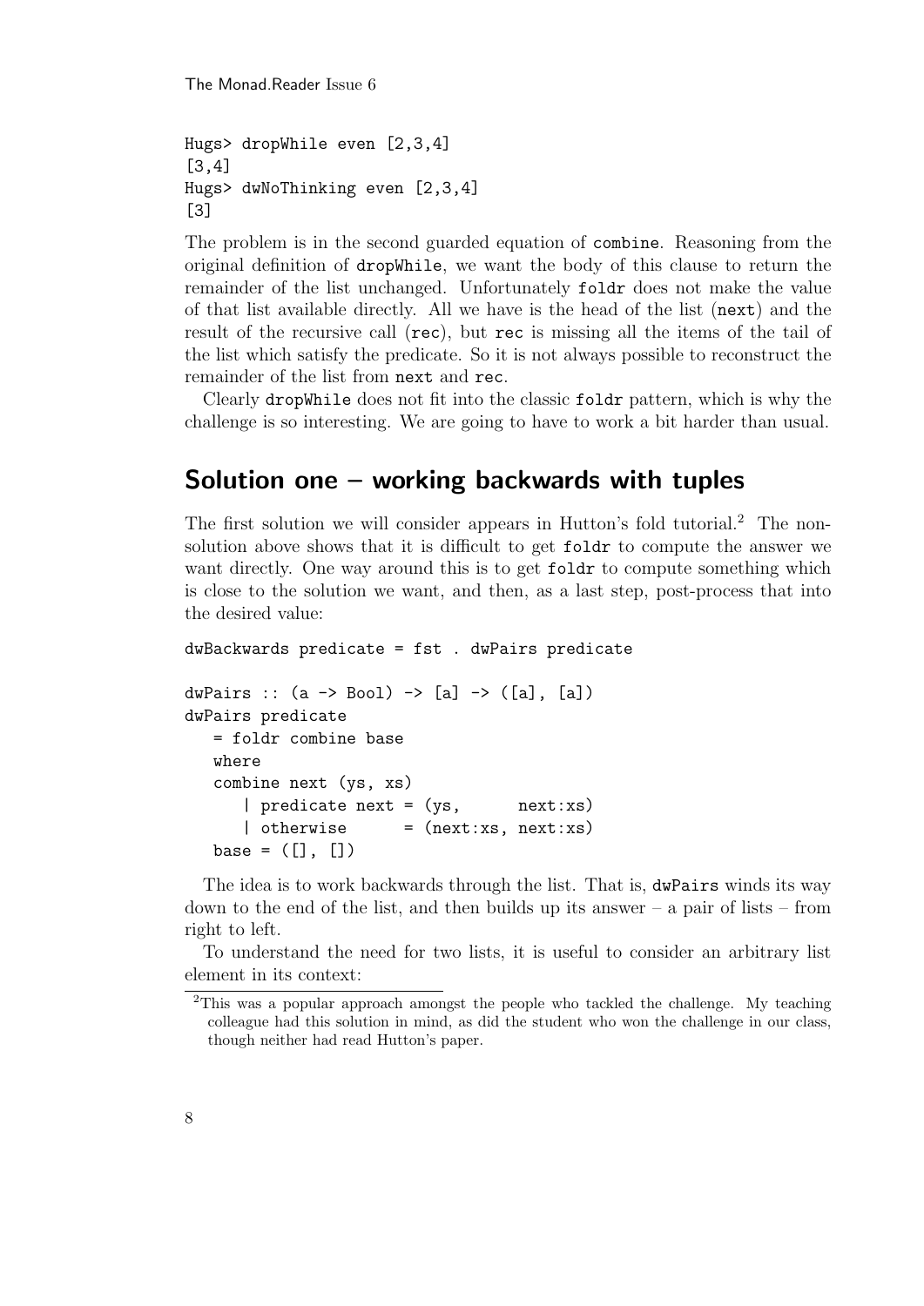```
Hugs> dropWhile even [2,3,4]
[3,4]
Hugs> dwNoThinking even [2,3,4]
[3]
```

The problem is in the second guarded equation of `combine`. Reasoning from the original definition of `dropWhile`, we want the body of this clause to return the remainder of the list unchanged. Unfortunately `foldr` does not make the value of that list available directly. All we have is the head of the list (`next`) and the result of the recursive call (`rec`), but `rec` is missing all the items of the tail of the list which satisfy the predicate. So it is not always possible to reconstruct the remainder of the list from `next` and `rec`.

Clearly `dropWhile` does not fit into the classic `foldr` pattern, which is why the challenge is so interesting. We are going to have to work a bit harder than usual.

## Solution one – working backwards with tuples

The first solution we will consider appears in Hutton's fold tutorial.[2] The non-solution above shows that it is difficult to get `foldr` to compute the answer we want directly. One way around this is to get `foldr` to compute something which is close to the solution we want, and then, as a last step, post-process that into the desired value:

```
dwBackwards predicate = fst . dwPairs predicate

dwPairs :: (a -> Bool) -> [a] -> ([a], [a])
dwPairs predicate
   = foldr combine base
   where
   combine next (ys, xs)
      | predicate next = (ys,      next:xs)
      | otherwise      = (next:xs, next:xs)
   base = ([], [])
```

The idea is to work backwards through the list. That is, `dwPairs` winds its way down to the end of the list, and then builds up its answer – a pair of lists – from right to left.

To understand the need for two lists, it is useful to consider an arbitrary list element in its context:

[2] This was a popular approach amongst the people who tackled the challenge. My teaching colleague had this solution in mind, as did the student who won the challenge in our class, though neither had read Hutton's paper.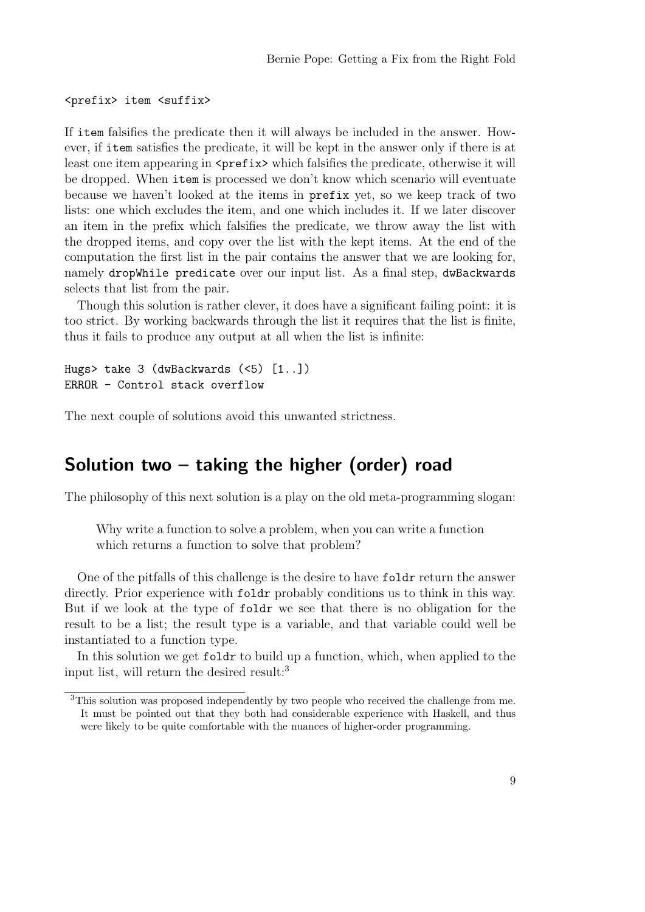```
<prefix> item <suffix>
```

If `item` falsifies the predicate then it will always be included in the answer. However, if `item` satisfies the predicate, it will be kept in the answer only if there is at least one item appearing in `<prefix>` which falsifies the predicate, otherwise it will be dropped. When `item` is processed we don't know which scenario will eventuate because we haven't looked at the items in `prefix` yet, so we keep track of two lists: one which excludes the item, and one which includes it. If we later discover an item in the prefix which falsifies the predicate, we throw away the list with the dropped items, and copy over the list with the kept items. At the end of the computation the first list in the pair contains the answer that we are looking for, namely `dropWhile predicate` over our input list. As a final step, `dwBackwards` selects that list from the pair.

Though this solution is rather clever, it does have a significant failing point: it is too strict. By working backwards through the list it requires that the list is finite, thus it fails to produce any output at all when the list is infinite:

```
Hugs> take 3 (dwBackwards (<5) [1..])
ERROR - Control stack overflow
```

The next couple of solutions avoid this unwanted strictness.

## Solution two – taking the higher (order) road

The philosophy of this next solution is a play on the old meta-programming slogan:

> Why write a function to solve a problem, when you can write a function which returns a function to solve that problem?

One of the pitfalls of this challenge is the desire to have `foldr` return the answer directly. Prior experience with `foldr` probably conditions us to think in this way. But if we look at the type of `foldr` we see that there is no obligation for the result to be a list; the result type is a variable, and that variable could well be instantiated to a function type.

In this solution we get `foldr` to build up a function, which, when applied to the input list, will return the desired result:[3]

[3] This solution was proposed independently by two people who received the challenge from me. It must be pointed out that they both had considerable experience with Haskell, and thus were likely to be quite comfortable with the nuances of higher-order programming.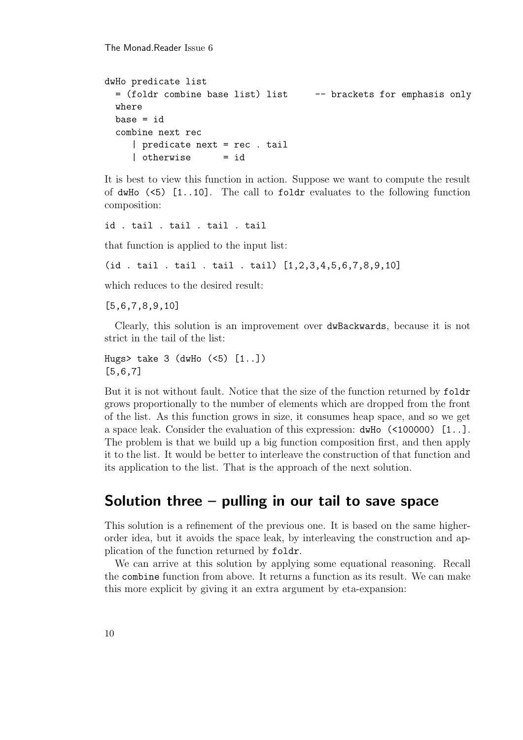```
dwHo predicate list
  = (foldr combine base list) list     -- brackets for emphasis only
  where
  base = id
  combine next rec
     | predicate next = rec . tail
     | otherwise      = id
```

It is best to view this function in action. Suppose we want to compute the result of `dwHo (<5) [1..10]`. The call to `foldr` evaluates to the following function composition:

```
id . tail . tail . tail . tail
```

that function is applied to the input list:

```
(id . tail . tail . tail . tail) [1,2,3,4,5,6,7,8,9,10]
```

which reduces to the desired result:

```
[5,6,7,8,9,10]
```

Clearly, this solution is an improvement over `dwBackwards`, because it is not strict in the tail of the list:

```
Hugs> take 3 (dwHo (<5) [1..])
[5,6,7]
```

But it is not without fault. Notice that the size of the function returned by `foldr` grows proportionally to the number of elements which are dropped from the front of the list. As this function grows in size, it consumes heap space, and so we get a space leak. Consider the evaluation of this expression: `dwHo (<100000) [1..]`. The problem is that we build up a big function composition first, and then apply it to the list. It would be better to interleave the construction of that function and its application to the list. That is the approach of the next solution.

## Solution three – pulling in our tail to save space

This solution is a refinement of the previous one. It is based on the same higher-order idea, but it avoids the space leak, by interleaving the construction and application of the function returned by `foldr`.

We can arrive at this solution by applying some equational reasoning. Recall the `combine` function from above. It returns a function as its result. We can make this more explicit by giving it an extra argument by eta-expansion: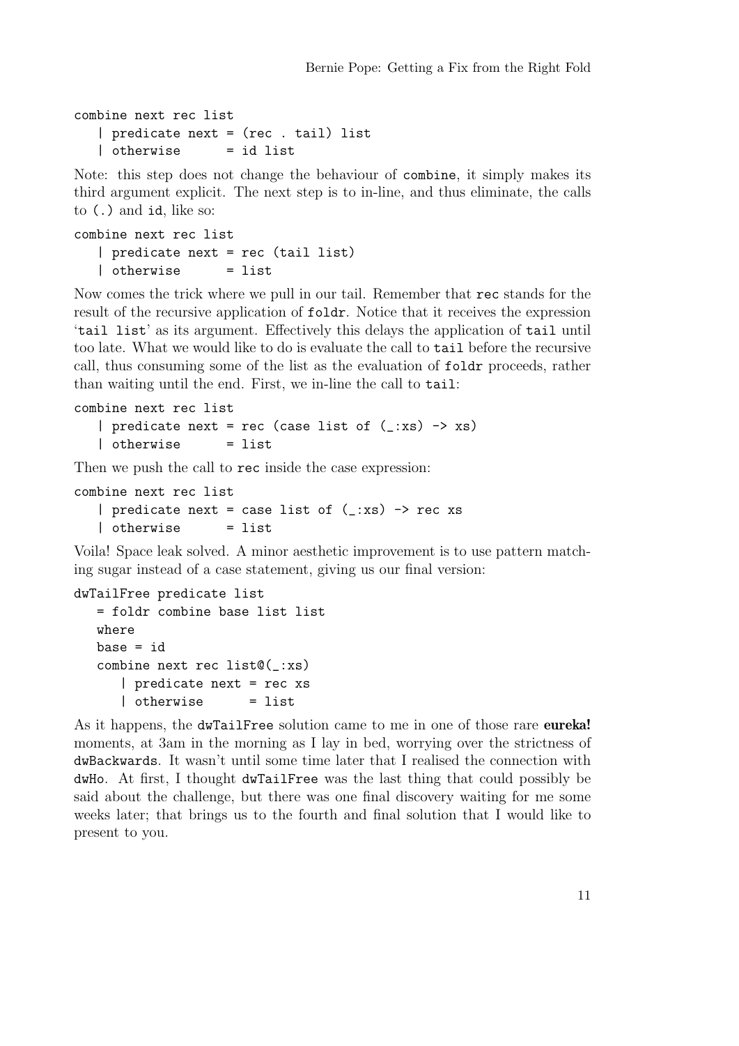```
combine next rec list
   | predicate next = (rec . tail) list
   | otherwise      = id list
```

Note: this step does not change the behaviour of `combine`, it simply makes its third argument explicit. The next step is to in-line, and thus eliminate, the calls to `(.)` and `id`, like so:

```
combine next rec list
   | predicate next = rec (tail list)
   | otherwise      = list
```

Now comes the trick where we pull in our tail. Remember that `rec` stands for the result of the recursive application of `foldr`. Notice that it receives the expression '`tail list`' as its argument. Effectively this delays the application of `tail` until too late. What we would like to do is evaluate the call to `tail` before the recursive call, thus consuming some of the list as the evaluation of `foldr` proceeds, rather than waiting until the end. First, we in-line the call to `tail`:

```
combine next rec list
   | predicate next = rec (case list of (_:xs) -> xs)
   | otherwise      = list
```

Then we push the call to `rec` inside the case expression:

```
combine next rec list
   | predicate next = case list of (_:xs) -> rec xs
   | otherwise      = list
```

Voila! Space leak solved. A minor aesthetic improvement is to use pattern matching sugar instead of a case statement, giving us our final version:

```
dwTailFree predicate list
   = foldr combine base list list
   where
   base = id
   combine next rec list@(_:xs)
      | predicate next = rec xs
      | otherwise      = list
```

As it happens, the `dwTailFree` solution came to me in one of those rare **eureka!** moments, at 3am in the morning as I lay in bed, worrying over the strictness of `dwBackwards`. It wasn't until some time later that I realised the connection with `dwHo`. At first, I thought `dwTailFree` was the last thing that could possibly be said about the challenge, but there was one final discovery waiting for me some weeks later; that brings us to the fourth and final solution that I would like to present to you.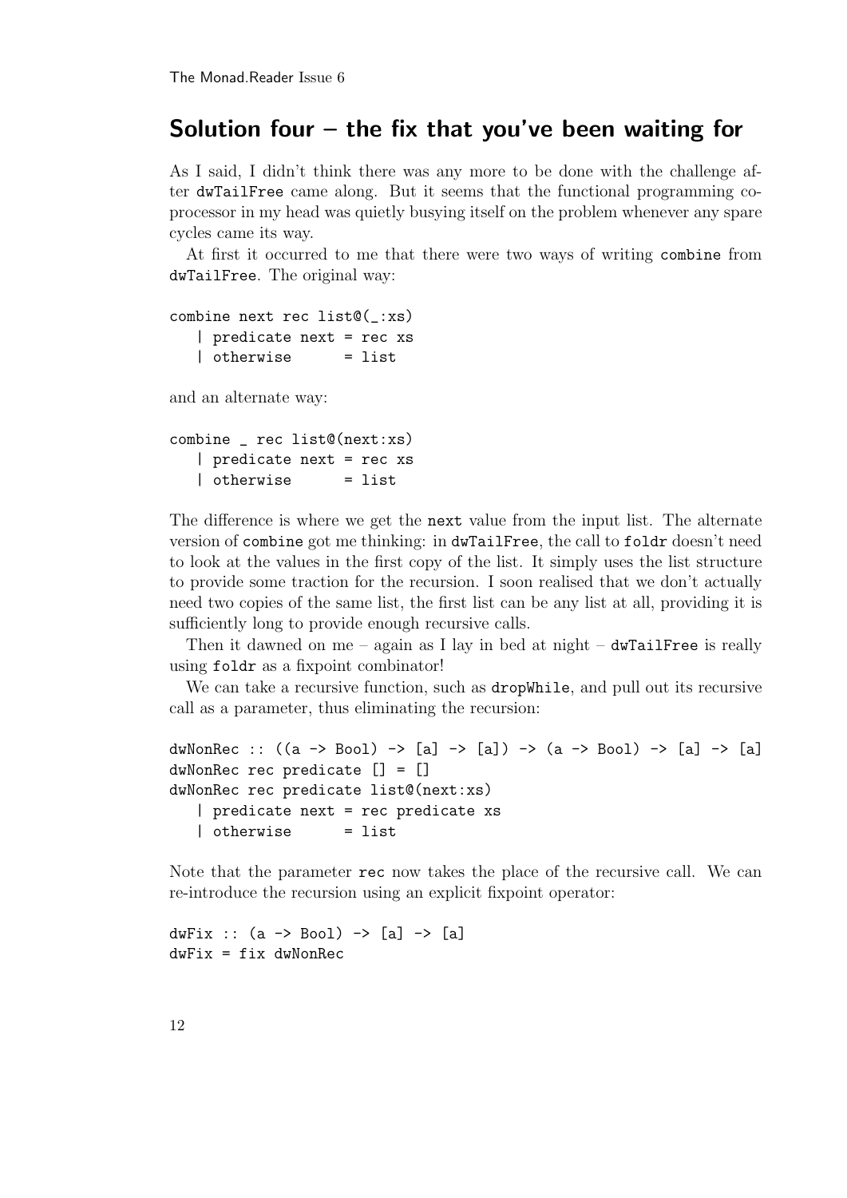## Solution four – the fix that you've been waiting for

As I said, I didn't think there was any more to be done with the challenge after `dwTailFree` came along. But it seems that the functional programming co-processor in my head was quietly busying itself on the problem whenever any spare cycles came its way.

At first it occurred to me that there were two ways of writing `combine` from `dwTailFree`. The original way:

```
combine next rec list@(_:xs)
   | predicate next = rec xs
   | otherwise      = list
```

and an alternate way:

```
combine _ rec list@(next:xs)
   | predicate next = rec xs
   | otherwise      = list
```

The difference is where we get the `next` value from the input list. The alternate version of `combine` got me thinking: in `dwTailFree`, the call to `foldr` doesn't need to look at the values in the first copy of the list. It simply uses the list structure to provide some traction for the recursion. I soon realised that we don't actually need two copies of the same list, the first list can be any list at all, providing it is sufficiently long to provide enough recursive calls.

Then it dawned on me – again as I lay in bed at night – `dwTailFree` is really using `foldr` as a fixpoint combinator!

We can take a recursive function, such as `dropWhile`, and pull out its recursive call as a parameter, thus eliminating the recursion:

```
dwNonRec :: ((a -> Bool) -> [a] -> [a]) -> (a -> Bool) -> [a] -> [a]
dwNonRec rec predicate [] = []
dwNonRec rec predicate list@(next:xs)
   | predicate next = rec predicate xs
   | otherwise      = list
```

Note that the parameter `rec` now takes the place of the recursive call. We can re-introduce the recursion using an explicit fixpoint operator:

```
dwFix :: (a -> Bool) -> [a] -> [a]
dwFix = fix dwNonRec
```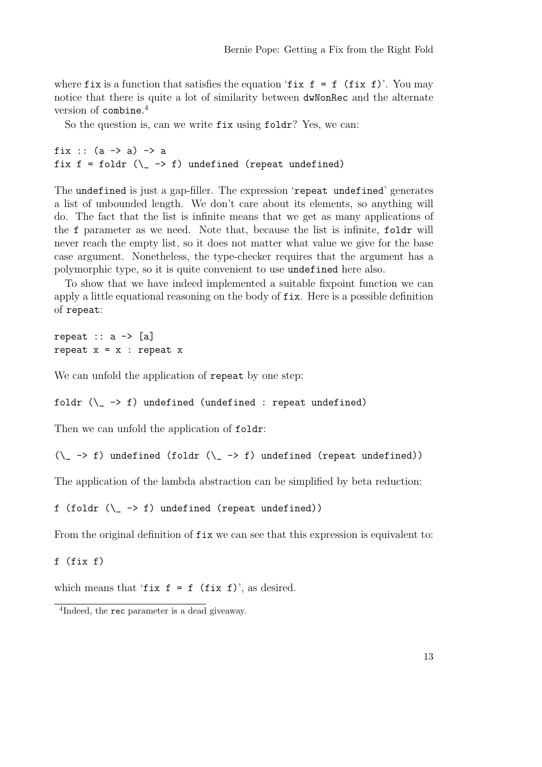where `fix` is a function that satisfies the equation '`fix f = f (fix f)`'. You may notice that there is quite a lot of similarity between `dwNonRec` and the alternate version of `combine`.[4]

So the question is, can we write `fix` using `foldr`? Yes, we can:

```
fix :: (a -> a) -> a
fix f = foldr (\_ -> f) undefined (repeat undefined)
```

The `undefined` is just a gap-filler. The expression '`repeat undefined`' generates a list of unbounded length. We don't care about its elements, so anything will do. The fact that the list is infinite means that we get as many applications of the `f` parameter as we need. Note that, because the list is infinite, `foldr` will never reach the empty list, so it does not matter what value we give for the base case argument. Nonetheless, the type-checker requires that the argument has a polymorphic type, so it is quite convenient to use `undefined` here also.

To show that we have indeed implemented a suitable fixpoint function we can apply a little equational reasoning on the body of `fix`. Here is a possible definition of `repeat`:

```
repeat :: a -> [a]
repeat x = x : repeat x
```

We can unfold the application of `repeat` by one step:

```
foldr (\_ -> f) undefined (undefined : repeat undefined)
```

Then we can unfold the application of `foldr`:

```
(\_ -> f) undefined (foldr (\_ -> f) undefined (repeat undefined))
```

The application of the lambda abstraction can be simplified by beta reduction:

```
f (foldr (\_ -> f) undefined (repeat undefined))
```

From the original definition of `fix` we can see that this expression is equivalent to:

```
f (fix f)
```

which means that '`fix f = f (fix f)`', as desired.

[4] Indeed, the `rec` parameter is a dead giveaway.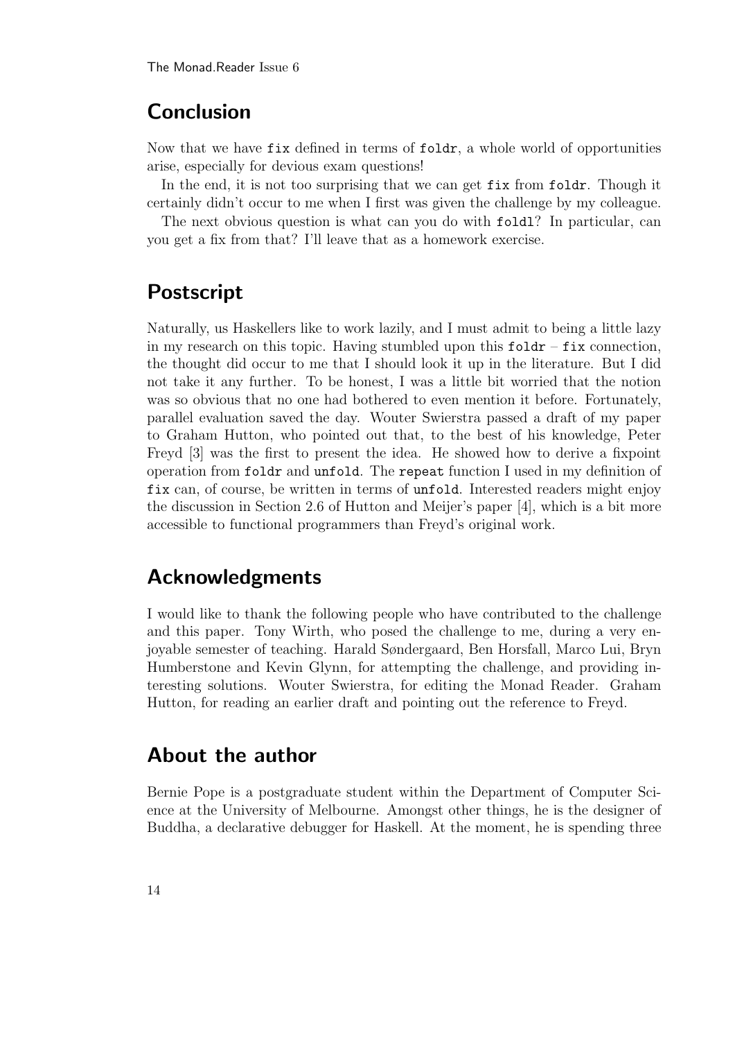## Conclusion

Now that we have `fix` defined in terms of `foldr`, a whole world of opportunities arise, especially for devious exam questions!

In the end, it is not too surprising that we can get `fix` from `foldr`. Though it certainly didn't occur to me when I first was given the challenge by my colleague.

The next obvious question is what can you do with `foldl`? In particular, can you get a fix from that? I'll leave that as a homework exercise.

## Postscript

Naturally, us Haskellers like to work lazily, and I must admit to being a little lazy in my research on this topic. Having stumbled upon this `foldr` – `fix` connection, the thought did occur to me that I should look it up in the literature. But I did not take it any further. To be honest, I was a little bit worried that the notion was so obvious that no one had bothered to even mention it before. Fortunately, parallel evaluation saved the day. Wouter Swierstra passed a draft of my paper to Graham Hutton, who pointed out that, to the best of his knowledge, Peter Freyd [3] was the first to present the idea. He showed how to derive a fixpoint operation from `foldr` and `unfold`. The `repeat` function I used in my definition of `fix` can, of course, be written in terms of `unfold`. Interested readers might enjoy the discussion in Section 2.6 of Hutton and Meijer's paper [4], which is a bit more accessible to functional programmers than Freyd's original work.

## Acknowledgments

I would like to thank the following people who have contributed to the challenge and this paper. Tony Wirth, who posed the challenge to me, during a very enjoyable semester of teaching. Harald Søndergaard, Ben Horsfall, Marco Lui, Bryn Humberstone and Kevin Glynn, for attempting the challenge, and providing interesting solutions. Wouter Swierstra, for editing the Monad Reader. Graham Hutton, for reading an earlier draft and pointing out the reference to Freyd.

## About the author

Bernie Pope is a postgraduate student within the Department of Computer Science at the University of Melbourne. Amongst other things, he is the designer of Buddha, a declarative debugger for Haskell. At the moment, he is spending three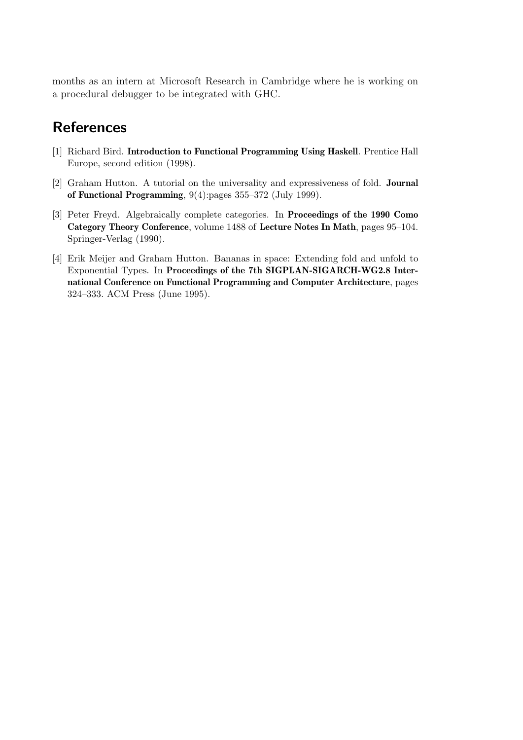months as an intern at Microsoft Research in Cambridge where he is working on a procedural debugger to be integrated with GHC.

## References

[1] Richard Bird. **Introduction to Functional Programming Using Haskell**. Prentice Hall Europe, second edition (1998).

[2] Graham Hutton. A tutorial on the universality and expressiveness of fold. **Journal of Functional Programming**, 9(4):pages 355–372 (July 1999).

[3] Peter Freyd. Algebraically complete categories. In **Proceedings of the 1990 Como Category Theory Conference**, volume 1488 of **Lecture Notes In Math**, pages 95–104. Springer-Verlag (1990).

[4] Erik Meijer and Graham Hutton. Bananas in space: Extending fold and unfold to Exponential Types. In **Proceedings of the 7th SIGPLAN-SIGARCH-WG2.8 International Conference on Functional Programming and Computer Architecture**, pages 324–333. ACM Press (June 1995).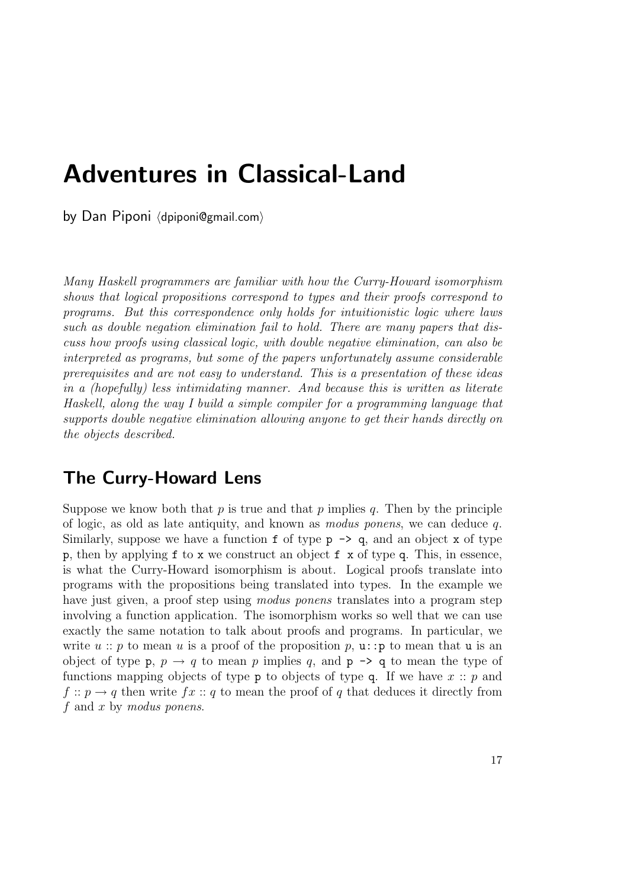# Adventures in Classical-Land

by Dan Piponi ⟨dpiponi@gmail.com⟩

*Many Haskell programmers are familiar with how the Curry-Howard isomorphism shows that logical propositions correspond to types and their proofs correspond to programs. But this correspondence only holds for intuitionistic logic where laws such as double negation elimination fail to hold. There are many papers that discuss how proofs using classical logic, with double negative elimination, can also be interpreted as programs, but some of the papers unfortunately assume considerable prerequisites and are not easy to understand. This is a presentation of these ideas in a (hopefully) less intimidating manner. And because this is written as literate Haskell, along the way I build a simple compiler for a programming language that supports double negative elimination allowing anyone to get their hands directly on the objects described.*

## The Curry-Howard Lens

Suppose we know both that $p$ is true and that $p$ implies $q$. Then by the principle of logic, as old as late antiquity, and known as *modus ponens*, we can deduce $q$. Similarly, suppose we have a function `f` of type `p -> q`, and an object `x` of type `p`, then by applying `f` to `x` we construct an object `f x` of type `q`. This, in essence, is what the Curry-Howard isomorphism is about. Logical proofs translate into programs with the propositions being translated into types. In the example we have just given, a proof step using *modus ponens* translates into a program step involving a function application. The isomorphism works so well that we can use exactly the same notation to talk about proofs and programs. In particular, we write $u :: p$ to mean $u$ is a proof of the proposition $p$, `u::p` to mean that `u` is an object of type `p`, $p \to q$ to mean $p$ implies $q$, and `p -> q` to mean the type of functions mapping objects of type `p` to objects of type `q`. If we have $x :: p$ and $f :: p \to q$ then write $f x :: q$ to mean the proof of $q$ that deduces it directly from $f$ and $x$ by *modus ponens*.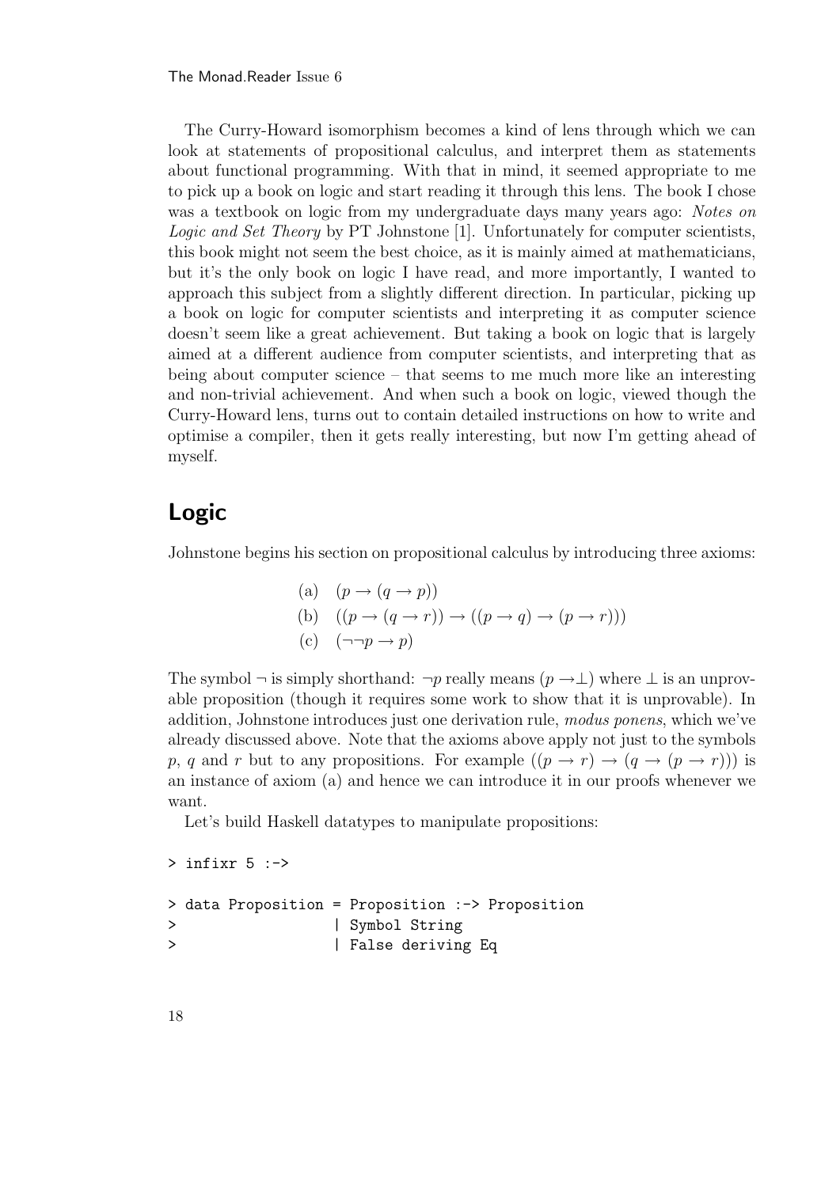The Curry-Howard isomorphism becomes a kind of lens through which we can look at statements of propositional calculus, and interpret them as statements about functional programming. With that in mind, it seemed appropriate to me to pick up a book on logic and start reading it through this lens. The book I chose was a textbook on logic from my undergraduate days many years ago: *Notes on Logic and Set Theory* by PT Johnstone [1]. Unfortunately for computer scientists, this book might not seem the best choice, as it is mainly aimed at mathematicians, but it's the only book on logic I have read, and more importantly, I wanted to approach this subject from a slightly different direction. In particular, picking up a book on logic for computer scientists and interpreting it as computer science doesn't seem like a great achievement. But taking a book on logic that is largely aimed at a different audience from computer scientists, and interpreting that as being about computer science – that seems to me much more like an interesting and non-trivial achievement. And when such a book on logic, viewed though the Curry-Howard lens, turns out to contain detailed instructions on how to write and optimise a compiler, then it gets really interesting, but now I'm getting ahead of myself.

## Logic

Johnstone begins his section on propositional calculus by introducing three axioms:

$$
\begin{aligned}
&\text{(a)} \quad (p \to (q \to p)) \\
&\text{(b)} \quad ((p \to (q \to r)) \to ((p \to q) \to (p \to r))) \\
&\text{(c)} \quad (\neg\neg p \to p)
\end{aligned}
$$

The symbol $\neg$ is simply shorthand: $\neg p$ really means $(p \to \perp)$ where $\perp$ is an unprovable proposition (though it requires some work to show that it is unprovable). In addition, Johnstone introduces just one derivation rule, *modus ponens*, which we've already discussed above. Note that the axioms above apply not just to the symbols $p$, $q$ and $r$ but to any propositions. For example $((p \to r) \to (q \to (p \to r)))$ is an instance of axiom (a) and hence we can introduce it in our proofs whenever we want.

Let's build Haskell datatypes to manipulate propositions:

```
> infixr 5 :->

> data Proposition = Proposition :-> Proposition
>                  | Symbol String
>                  | False deriving Eq
```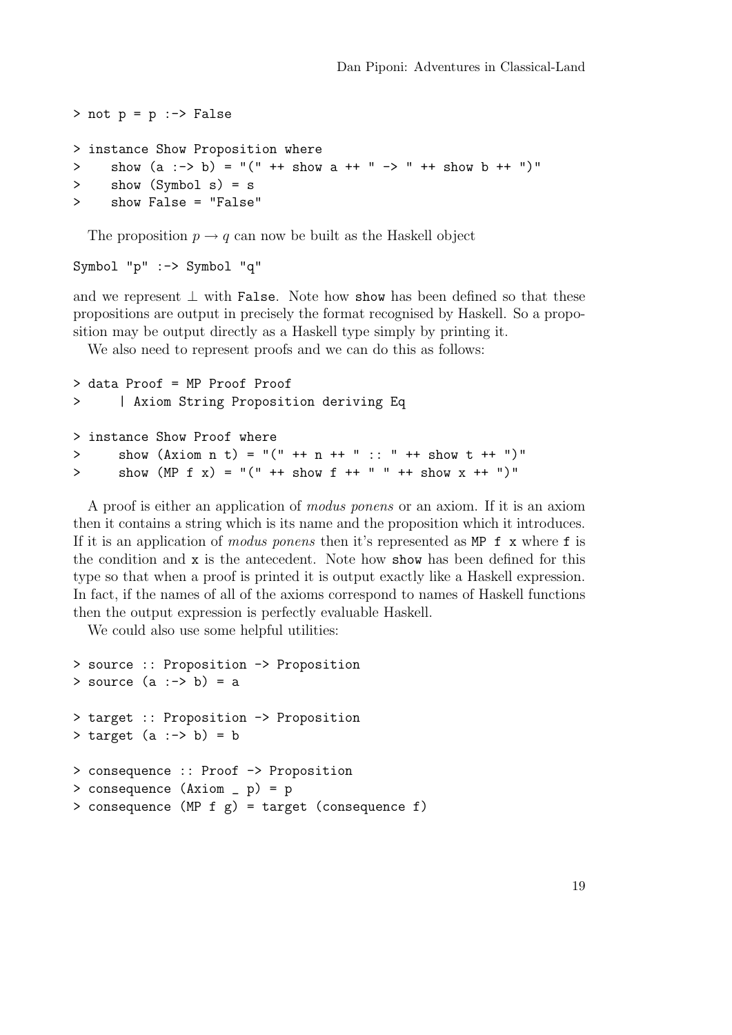```
> not p = p :-> False

> instance Show Proposition where
>     show (a :-> b) = "(" ++ show a ++ " -> " ++ show b ++ ")"
>     show (Symbol s) = s
>     show False = "False"
```

The proposition $p \to q$ can now be built as the Haskell object

```
Symbol "p" :-> Symbol "q"
```

and we represent $\perp$ with `False`. Note how `show` has been defined so that these propositions are output in precisely the format recognised by Haskell. So a proposition may be output directly as a Haskell type simply by printing it.

We also need to represent proofs and we can do this as follows:

```
> data Proof = MP Proof Proof
>      | Axiom String Proposition deriving Eq

> instance Show Proof where
>      show (Axiom n t) = "(" ++ n ++ " :: " ++ show t ++ ")"
>      show (MP f x) = "(" ++ show f ++ " " ++ show x ++ ")"
```

A proof is either an application of *modus ponens* or an axiom. If it is an axiom then it contains a string which is its name and the proposition which it introduces. If it is an application of *modus ponens* then it's represented as `MP f x` where `f` is the condition and `x` is the antecedent. Note how `show` has been defined for this type so that when a proof is printed it is output exactly like a Haskell expression. In fact, if the names of all of the axioms correspond to names of Haskell functions then the output expression is perfectly evaluable Haskell.

We could also use some helpful utilities:

```
> source :: Proposition -> Proposition
> source (a :-> b) = a

> target :: Proposition -> Proposition
> target (a :-> b) = b

> consequence :: Proof -> Proposition
> consequence (Axiom _ p) = p
> consequence (MP f g) = target (consequence f)
```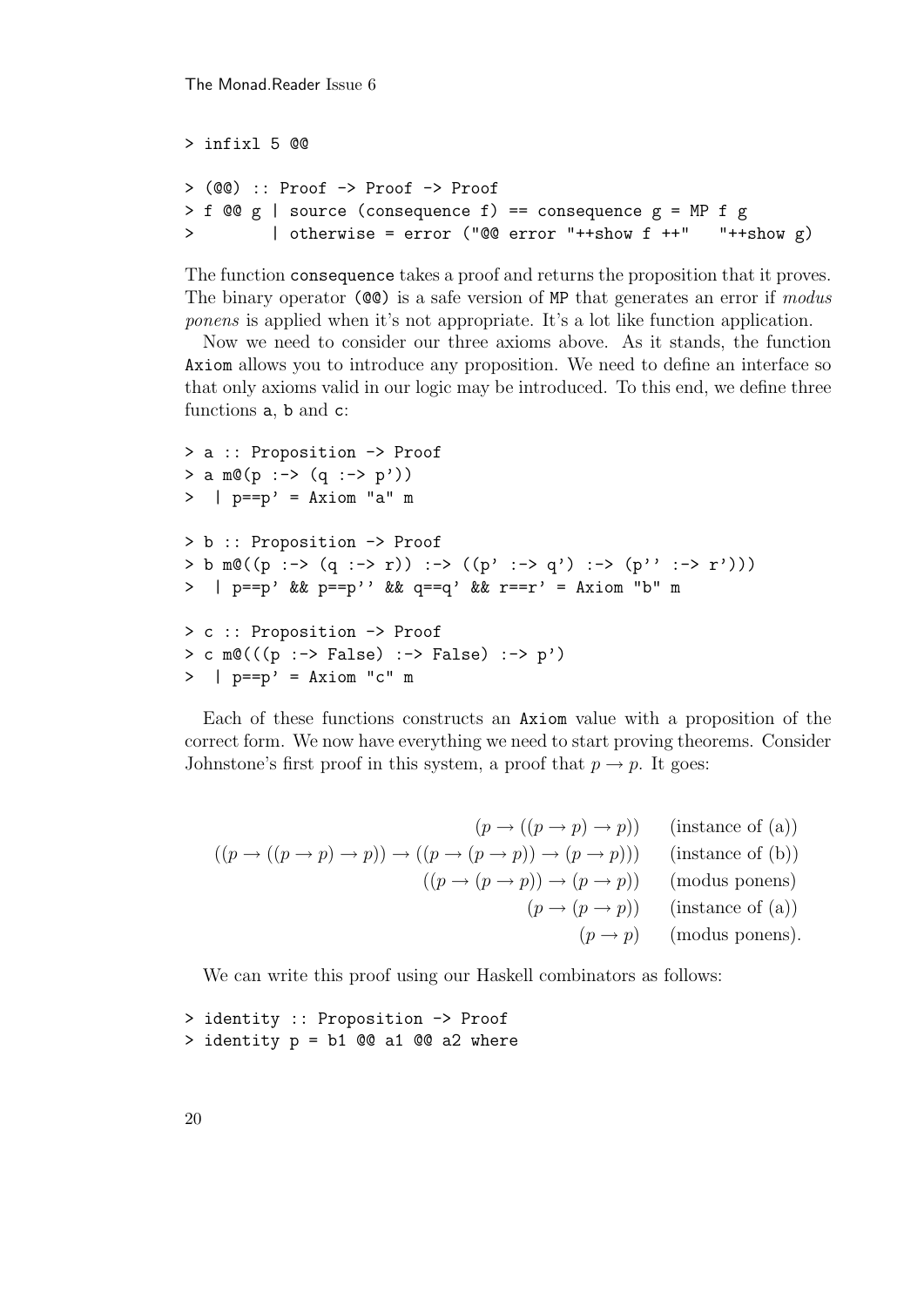```
> infixl 5 @@

> (@@) :: Proof -> Proof -> Proof
> f @@ g | source (consequence f) == consequence g = MP f g
>        | otherwise = error ("@@ error "++show f ++"   "++show g)
```

The function `consequence` takes a proof and returns the proposition that it proves. The binary operator `(@@)` is a safe version of `MP` that generates an error if *modus ponens* is applied when it's not appropriate. It's a lot like function application.

Now we need to consider our three axioms above. As it stands, the function `Axiom` allows you to introduce any proposition. We need to define an interface so that only axioms valid in our logic may be introduced. To this end, we define three functions `a`, `b` and `c`:

```
> a :: Proposition -> Proof
> a m@(p :-> (q :-> p'))
>   | p==p' = Axiom "a" m

> b :: Proposition -> Proof
> b m@((p :-> (q :-> r)) :-> ((p' :-> q') :-> (p'' :-> r')))
>   | p==p' && p==p'' && q==q' && r==r' = Axiom "b" m

> c :: Proposition -> Proof
> c m@(((p :-> False) :-> False) :-> p')
>   | p==p' = Axiom "c" m
```

Each of these functions constructs an `Axiom` value with a proposition of the correct form. We now have everything we need to start proving theorems. Consider Johnstone's first proof in this system, a proof that $p \to p$. It goes:

$$
\begin{array}{rl}
(p \to ((p \to p) \to p)) & \text{(instance of (a))} \\
((p \to ((p \to p) \to p)) \to ((p \to (p \to p)) \to (p \to p))) & \text{(instance of (b))} \\
((p \to (p \to p)) \to (p \to p)) & \text{(modus ponens)} \\
(p \to (p \to p)) & \text{(instance of (a))} \\
(p \to p) & \text{(modus ponens).}
\end{array}
$$

We can write this proof using our Haskell combinators as follows:

```
> identity :: Proposition -> Proof
> identity p = b1 @@ a1 @@ a2 where
```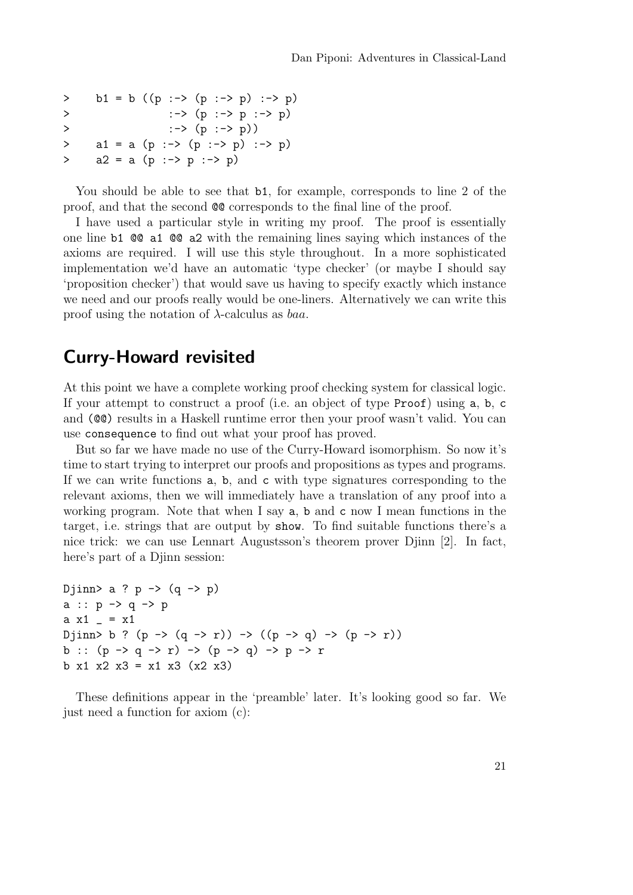```
>    b1 = b ((p :-> (p :-> p) :-> p)
>              :-> (p :-> p :-> p)
>              :-> (p :-> p))
>    a1 = a (p :-> (p :-> p) :-> p)
>    a2 = a (p :-> p :-> p)
```

You should be able to see that `b1`, for example, corresponds to line 2 of the proof, and that the second `@@` corresponds to the final line of the proof.

I have used a particular style in writing my proof. The proof is essentially one line `b1 @@ a1 @@ a2` with the remaining lines saying which instances of the axioms are required. I will use this style throughout. In a more sophisticated implementation we'd have an automatic 'type checker' (or maybe I should say 'proposition checker') that would save us having to specify exactly which instance we need and our proofs really would be one-liners. Alternatively we can write this proof using the notation of $\lambda$-calculus as $baa$.

## Curry-Howard revisited

At this point we have a complete working proof checking system for classical logic. If your attempt to construct a proof (i.e. an object of type `Proof`) using `a`, `b`, `c` and `(@@)` results in a Haskell runtime error then your proof wasn't valid. You can use `consequence` to find out what your proof has proved.

But so far we have made no use of the Curry-Howard isomorphism. So now it's time to start trying to interpret our proofs and propositions as types and programs. If we can write functions `a`, `b`, and `c` with type signatures corresponding to the relevant axioms, then we will immediately have a translation of any proof into a working program. Note that when I say `a`, `b` and `c` now I mean functions in the target, i.e. strings that are output by `show`. To find suitable functions there's a nice trick: we can use Lennart Augustsson's theorem prover Djinn [2]. In fact, here's part of a Djinn session:

```
Djinn> a ? p -> (q -> p)
a :: p -> q -> p
a x1 _ = x1
Djinn> b ? (p -> (q -> r)) -> ((p -> q) -> (p -> r))
b :: (p -> q -> r) -> (p -> q) -> p -> r
b x1 x2 x3 = x1 x3 (x2 x3)
```

These definitions appear in the 'preamble' later. It's looking good so far. We just need a function for axiom (c):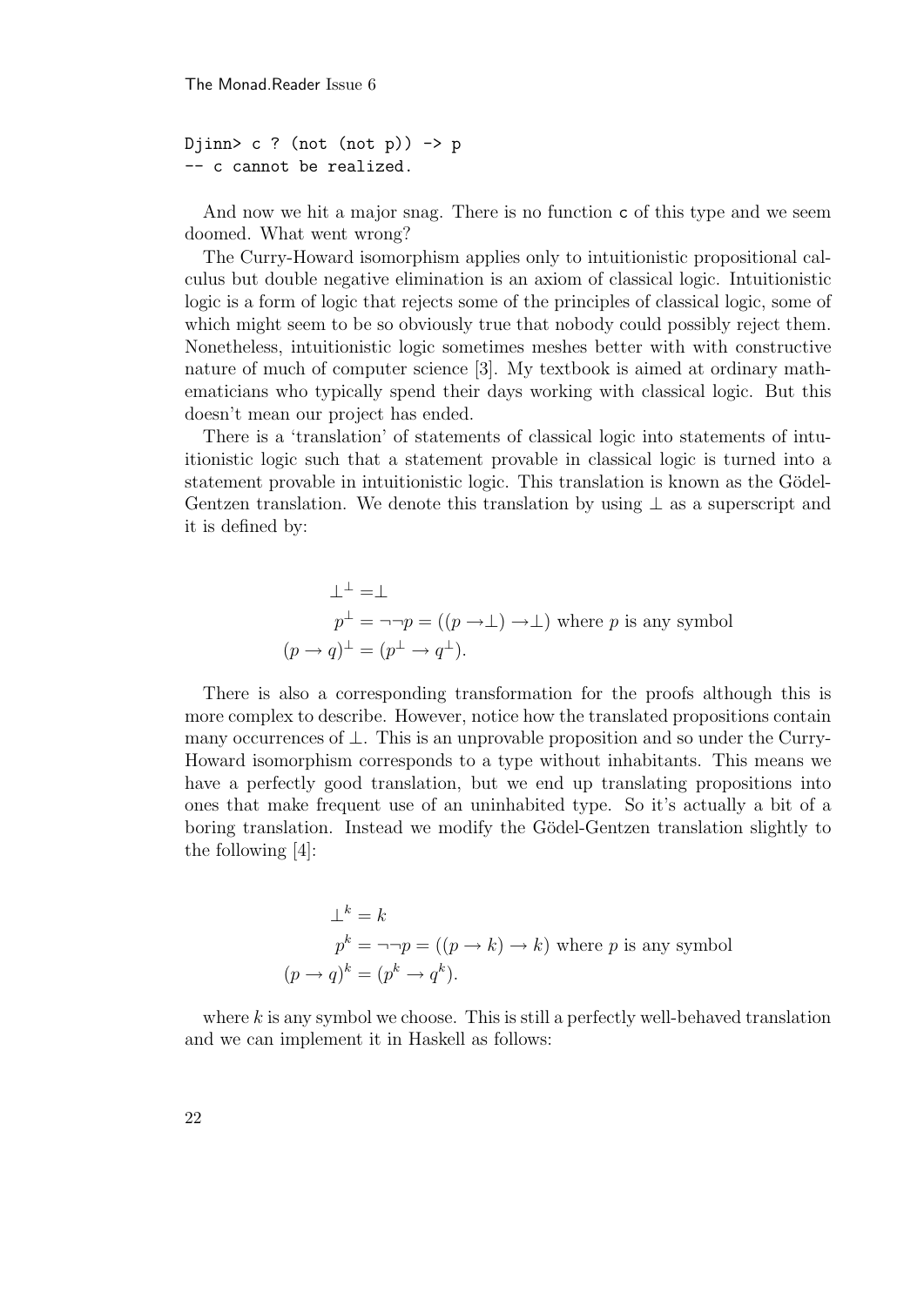```
Djinn> c ? (not (not p)) -> p
-- c cannot be realized.
```

And now we hit a major snag. There is no function `c` of this type and we seem doomed. What went wrong?

The Curry-Howard isomorphism applies only to intuitionistic propositional calculus but double negative elimination is an axiom of classical logic. Intuitionistic logic is a form of logic that rejects some of the principles of classical logic, some of which might seem to be so obviously true that nobody could possibly reject them. Nonetheless, intuitionistic logic sometimes meshes better with with constructive nature of much of computer science [3]. My textbook is aimed at ordinary mathematicians who typically spend their days working with classical logic. But this doesn't mean our project has ended.

There is a 'translation' of statements of classical logic into statements of intuitionistic logic such that a statement provable in classical logic is turned into a statement provable in intuitionistic logic. This translation is known as the Gödel-Gentzen translation. We denote this translation by using $\perp$ as a superscript and it is defined by:

$$
\begin{aligned}
\perp^{\perp} &= \perp \\
p^{\perp} &= \neg\neg p = ((p \to \perp) \to \perp) \text{ where } p \text{ is any symbol} \\
(p \to q)^{\perp} &= (p^{\perp} \to q^{\perp}).
\end{aligned}
$$

There is also a corresponding transformation for the proofs although this is more complex to describe. However, notice how the translated propositions contain many occurrences of $\perp$. This is an unprovable proposition and so under the Curry-Howard isomorphism corresponds to a type without inhabitants. This means we have a perfectly good translation, but we end up translating propositions into ones that make frequent use of an uninhabited type. So it's actually a bit of a boring translation. Instead we modify the Gödel-Gentzen translation slightly to the following [4]:

$$
\begin{aligned}
\perp^{k} &= k \\
p^{k} &= \neg\neg p = ((p \to k) \to k) \text{ where } p \text{ is any symbol} \\
(p \to q)^{k} &= (p^{k} \to q^{k}).
\end{aligned}
$$

where $k$ is any symbol we choose. This is still a perfectly well-behaved translation and we can implement it in Haskell as follows: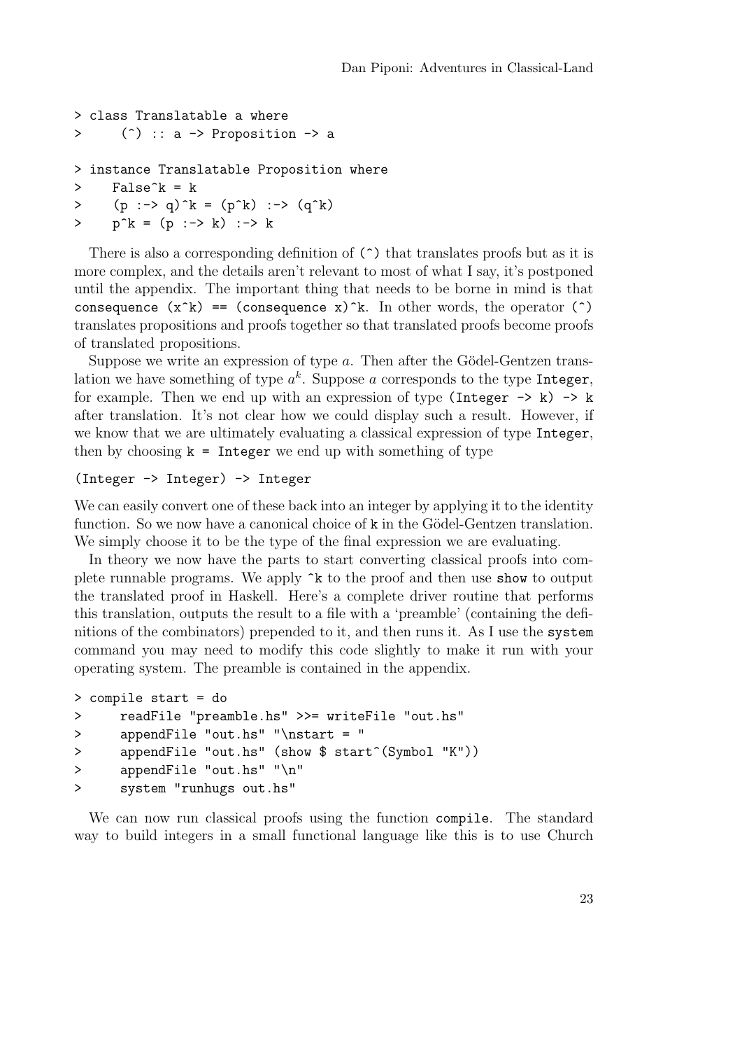```
> class Translatable a where
>     (^) :: a -> Proposition -> a

> instance Translatable Proposition where
>    False^k = k
>    (p :-> q)^k = (p^k) :-> (q^k)
>    p^k = (p :-> k) :-> k
```

There is also a corresponding definition of `(^)` that translates proofs but as it is more complex, and the details aren't relevant to most of what I say, it's postponed until the appendix. The important thing that needs to be borne in mind is that `consequence (x^k) == (consequence x)^k`. In other words, the operator `(^)` translates propositions and proofs together so that translated proofs become proofs of translated propositions.

Suppose we write an expression of type $a$. Then after the Gödel-Gentzen translation we have something of type $a^k$. Suppose $a$ corresponds to the type `Integer`, for example. Then we end up with an expression of type `(Integer -> k) -> k` after translation. It's not clear how we could display such a result. However, if we know that we are ultimately evaluating a classical expression of type `Integer`, then by choosing `k = Integer` we end up with something of type

```
(Integer -> Integer) -> Integer
```

We can easily convert one of these back into an integer by applying it to the identity function. So we now have a canonical choice of `k` in the Gödel-Gentzen translation. We simply choose it to be the type of the final expression we are evaluating.

In theory we now have the parts to start converting classical proofs into complete runnable programs. We apply `^k` to the proof and then use `show` to output the translated proof in Haskell. Here's a complete driver routine that performs this translation, outputs the result to a file with a 'preamble' (containing the definitions of the combinators) prepended to it, and then runs it. As I use the `system` command you may need to modify this code slightly to make it run with your operating system. The preamble is contained in the appendix.

```
> compile start = do
>     readFile "preamble.hs" >>= writeFile "out.hs"
>     appendFile "out.hs" "\nstart = "
>     appendFile "out.hs" (show $ start^(Symbol "K"))
>     appendFile "out.hs" "\n"
>     system "runhugs out.hs"
```

We can now run classical proofs using the function `compile`. The standard way to build integers in a small functional language like this is to use Church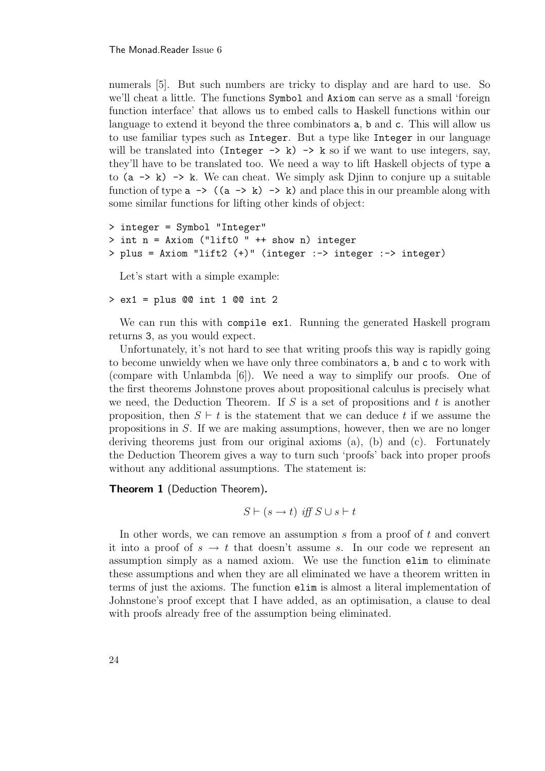numerals [5]. But such numbers are tricky to display and are hard to use. So we'll cheat a little. The functions `Symbol` and `Axiom` can serve as a small 'foreign function interface' that allows us to embed calls to Haskell functions within our language to extend it beyond the three combinators `a`, `b` and `c`. This will allow us to use familiar types such as `Integer`. But a type like `Integer` in our language will be translated into `(Integer -> k) -> k` so if we want to use integers, say, they'll have to be translated too. We need a way to lift Haskell objects of type `a` to `(a -> k) -> k`. We can cheat. We simply ask Djinn to conjure up a suitable function of type `a -> ((a -> k) -> k)` and place this in our preamble along with some similar functions for lifting other kinds of object:

```
> integer = Symbol "Integer"
> int n = Axiom ("lift0 " ++ show n) integer
> plus = Axiom "lift2 (+)" (integer :-> integer :-> integer)
```

Let's start with a simple example:

```
> ex1 = plus @@ int 1 @@ int 2
```

We can run this with `compile ex1`. Running the generated Haskell program returns `3`, as you would expect.

Unfortunately, it's not hard to see that writing proofs this way is rapidly going to become unwieldy when we have only three combinators `a`, `b` and `c` to work with (compare with Unlambda [6]). We need a way to simplify our proofs. One of the first theorems Johnstone proves about propositional calculus is precisely what we need, the Deduction Theorem. If $S$ is a set of propositions and $t$ is another proposition, then $S \vdash t$ is the statement that we can deduce $t$ if we assume the propositions in $S$. If we are making assumptions, however, then we are no longer deriving theorems just from our original axioms (a), (b) and (c). Fortunately the Deduction Theorem gives a way to turn such 'proofs' back into proper proofs without any additional assumptions. The statement is:

**Theorem 1** (Deduction Theorem)**.**

$$S \vdash (s \rightarrow t) \textit{ iff } S \cup s \vdash t$$

In other words, we can remove an assumption $s$ from a proof of $t$ and convert it into a proof of $s \rightarrow t$ that doesn't assume $s$. In our code we represent an assumption simply as a named axiom. We use the function `elim` to eliminate these assumptions and when they are all eliminated we have a theorem written in terms of just the axioms. The function `elim` is almost a literal implementation of Johnstone's proof except that I have added, as an optimisation, a clause to deal with proofs already free of the assumption being eliminated.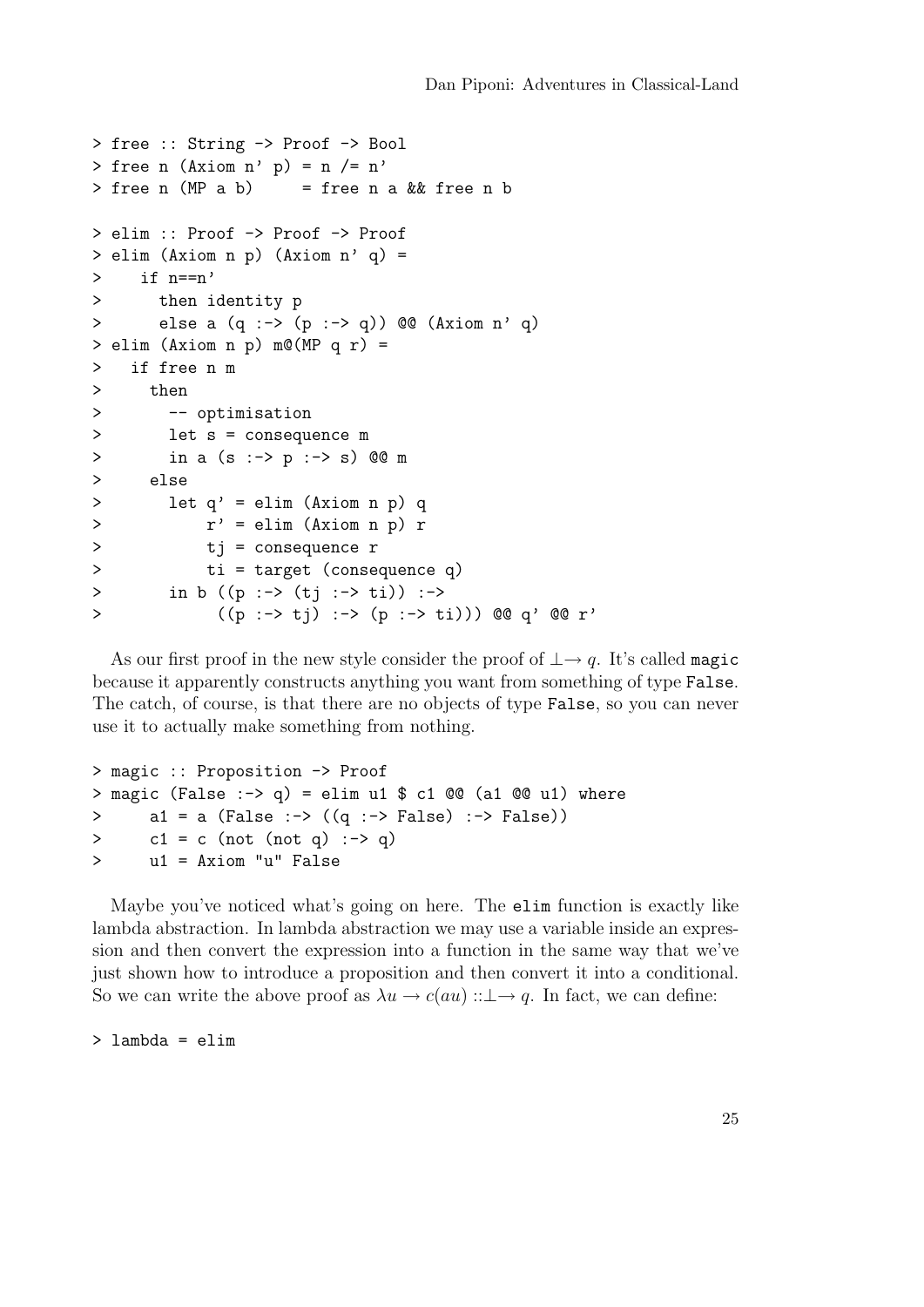```
> free :: String -> Proof -> Bool
> free n (Axiom n' p) = n /= n'
> free n (MP a b)     = free n a && free n b

> elim :: Proof -> Proof -> Proof
> elim (Axiom n p) (Axiom n' q) =
>    if n==n'
>      then identity p
>      else a (q :-> (p :-> q)) @@ (Axiom n' q)
> elim (Axiom n p) m@(MP q r) =
>   if free n m
>     then
>       -- optimisation
>       let s = consequence m
>       in a (s :-> p :-> s) @@ m
>     else
>       let q' = elim (Axiom n p) q
>           r' = elim (Axiom n p) r
>           tj = consequence r
>           ti = target (consequence q)
>       in b ((p :-> (tj :-> ti)) :->
>             ((p :-> tj) :-> (p :-> ti))) @@ q' @@ r'
```

As our first proof in the new style consider the proof of $\bot \rightarrow q$. It's called `magic` because it apparently constructs anything you want from something of type `False`. The catch, of course, is that there are no objects of type `False`, so you can never use it to actually make something from nothing.

```
> magic :: Proposition -> Proof
> magic (False :-> q) = elim u1 $ c1 @@ (a1 @@ u1) where
>     a1 = a (False :-> ((q :-> False) :-> False))
>     c1 = c (not (not q) :-> q)
>     u1 = Axiom "u" False
```

Maybe you've noticed what's going on here. The `elim` function is exactly like lambda abstraction. In lambda abstraction we may use a variable inside an expression and then convert the expression into a function in the same way that we've just shown how to introduce a proposition and then convert it into a conditional. So we can write the above proof as $\lambda u \rightarrow c(au) :: \bot \rightarrow q$. In fact, we can define:

```
> lambda = elim
```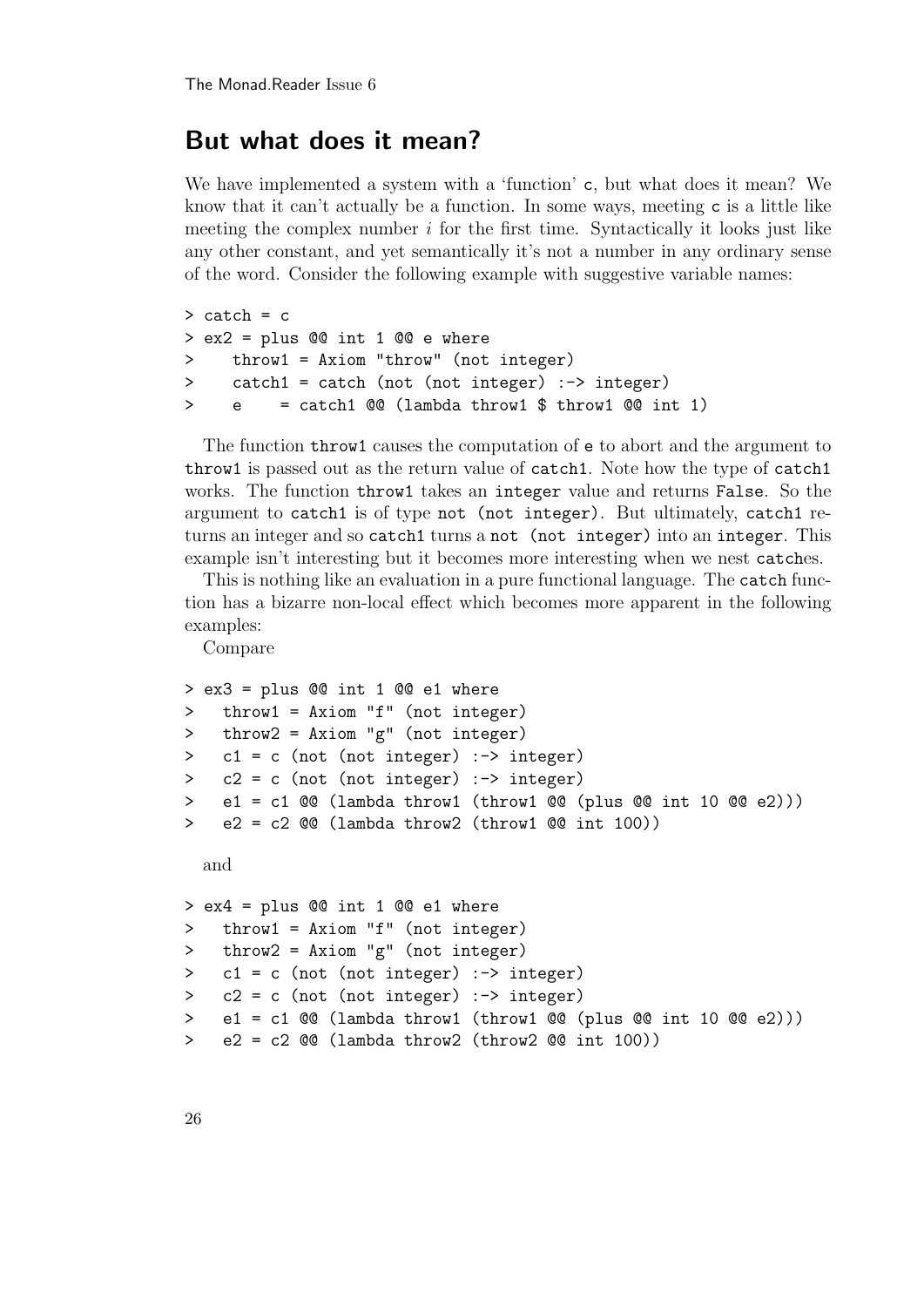## But what does it mean?

We have implemented a system with a 'function' `c`, but what does it mean? We know that it can't actually be a function. In some ways, meeting `c` is a little like meeting the complex number $i$ for the first time. Syntactically it looks just like any other constant, and yet semantically it's not a number in any ordinary sense of the word. Consider the following example with suggestive variable names:

```
> catch = c
> ex2 = plus @@ int 1 @@ e where
>    throw1 = Axiom "throw" (not integer)
>    catch1 = catch (not (not integer) :-> integer)
>    e     = catch1 @@ (lambda throw1 $ throw1 @@ int 1)
```

The function `throw1` causes the computation of `e` to abort and the argument to `throw1` is passed out as the return value of `catch1`. Note how the type of `catch1` works. The function `throw1` takes an `integer` value and returns `False`. So the argument to `catch1` is of type `not (not integer)`. But ultimately, `catch1` returns an integer and so `catch1` turns a `not (not integer)` into an `integer`. This example isn't interesting but it becomes more interesting when we nest `catch`es.

This is nothing like an evaluation in a pure functional language. The `catch` function has a bizarre non-local effect which becomes more apparent in the following examples:

Compare

```
> ex3 = plus @@ int 1 @@ e1 where
>   throw1 = Axiom "f" (not integer)
>   throw2 = Axiom "g" (not integer)
>   c1 = c (not (not integer) :-> integer)
>   c2 = c (not (not integer) :-> integer)
>   e1 = c1 @@ (lambda throw1 (throw1 @@ (plus @@ int 10 @@ e2)))
>   e2 = c2 @@ (lambda throw2 (throw1 @@ int 100))
```

and

```
> ex4 = plus @@ int 1 @@ e1 where
>   throw1 = Axiom "f" (not integer)
>   throw2 = Axiom "g" (not integer)
>   c1 = c (not (not integer) :-> integer)
>   c2 = c (not (not integer) :-> integer)
>   e1 = c1 @@ (lambda throw1 (throw1 @@ (plus @@ int 10 @@ e2)))
>   e2 = c2 @@ (lambda throw2 (throw2 @@ int 100))
```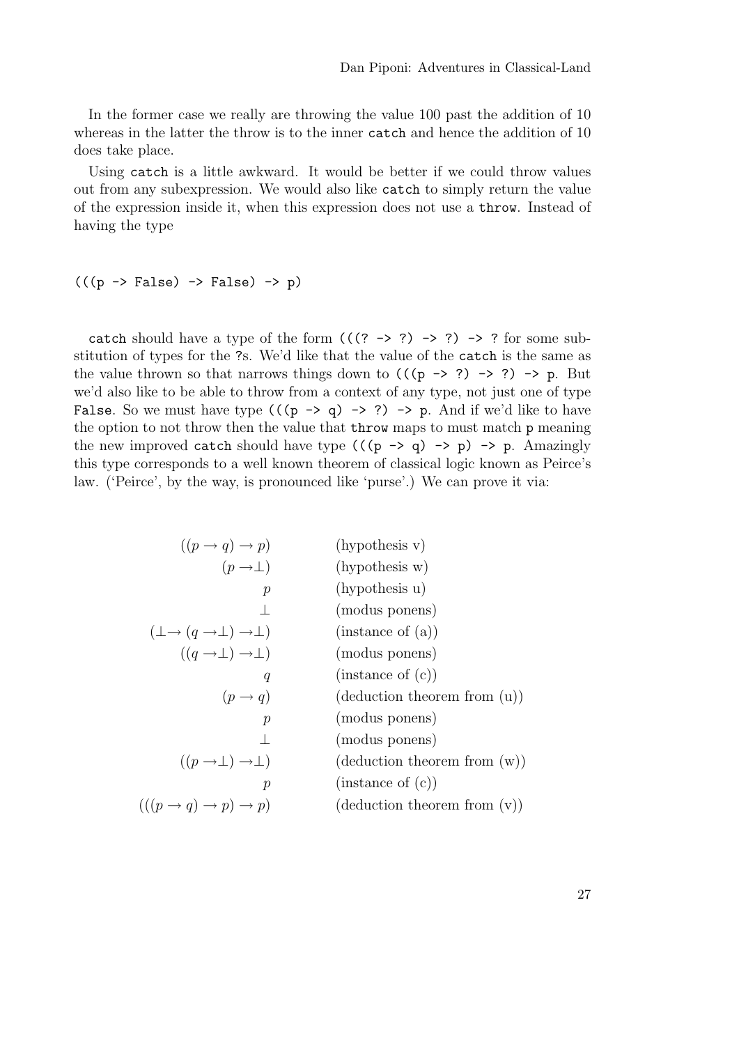In the former case we really are throwing the value 100 past the addition of 10 whereas in the latter the throw is to the inner `catch` and hence the addition of 10 does take place.

Using `catch` is a little awkward. It would be better if we could throw values out from any subexpression. We would also like `catch` to simply return the value of the expression inside it, when this expression does not use a `throw`. Instead of having the type

```
(((p -> False) -> False) -> p)
```

`catch` should have a type of the form `(((? -> ?) -> ?) -> ?` for some substitution of types for the `?`s. We'd like that the value of the `catch` is the same as the value thrown so that narrows things down to `(((p -> ?) -> ?) -> p`. But we'd also like to be able to throw from a context of any type, not just one of type `False`. So we must have type `(((p -> q) -> ?) -> p`. And if we'd like to have the option to not throw then the value that `throw` maps to must match `p` meaning the new improved `catch` should have type `(((p -> q) -> p) -> p`. Amazingly this type corresponds to a well known theorem of classical logic known as Peirce's law. ('Peirce', by the way, is pronounced like 'purse'.) We can prove it via:

| | |
|---|---|
| $((p \to q) \to p)$ | (hypothesis v) |
| $(p \to \perp)$ | (hypothesis w) |
| $p$ | (hypothesis u) |
| $\perp$ | (modus ponens) |
| $(\perp \to (q \to \perp) \to \perp)$ | (instance of (a)) |
| $((q \to \perp) \to \perp)$ | (modus ponens) |
| $q$ | (instance of (c)) |
| $(p \to q)$ | (deduction theorem from (u)) |
| $p$ | (modus ponens) |
| $\perp$ | (modus ponens) |
| $((p \to \perp) \to \perp)$ | (deduction theorem from (w)) |
| $p$ | (instance of (c)) |
| $(((p \to q) \to p) \to p)$ | (deduction theorem from (v)) |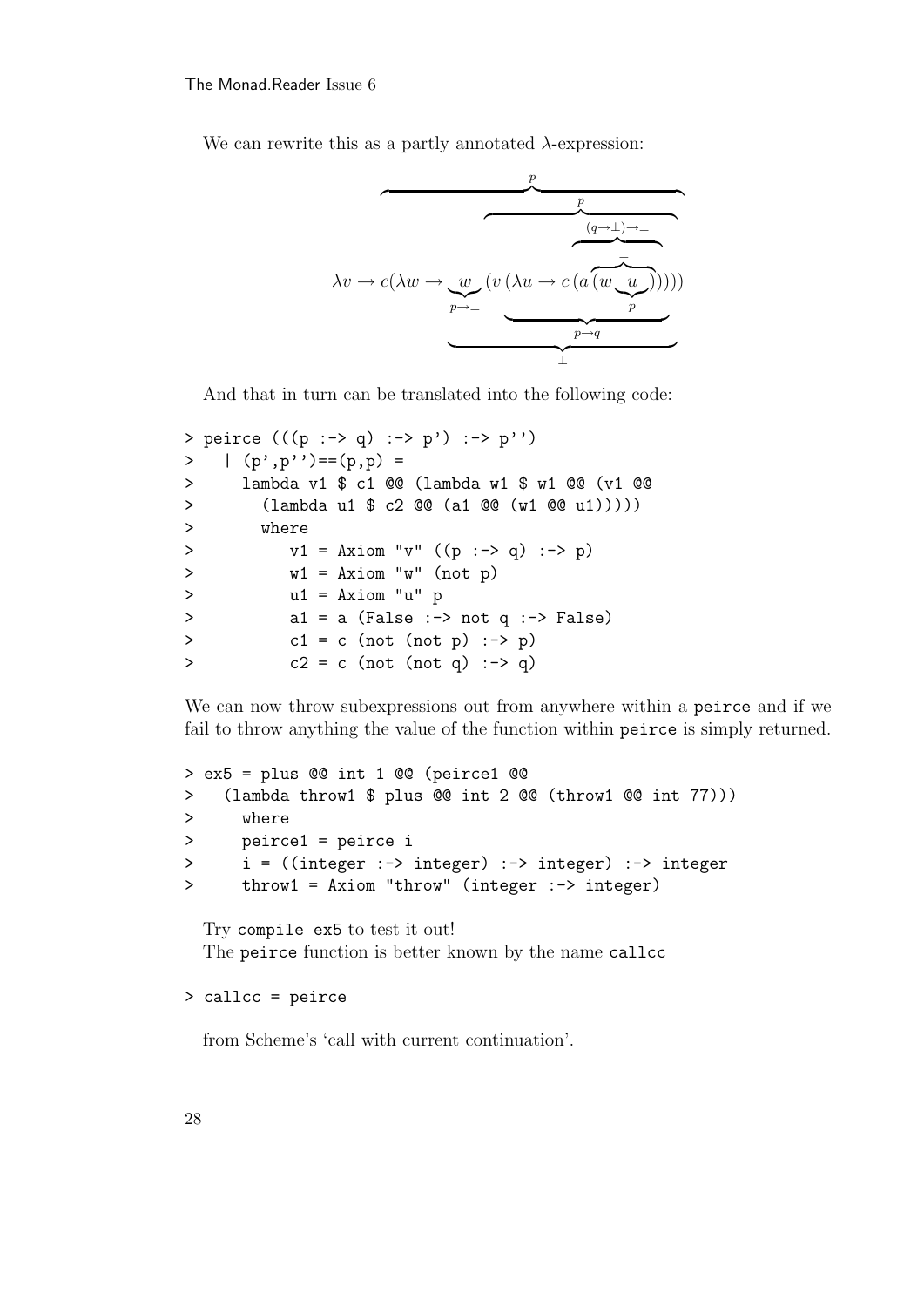We can rewrite this as a partly annotated $\lambda$-expression:

$$\overbrace{\lambda v \rightarrow c(\lambda w \rightarrow \underbrace{w}_{p\rightarrow\bot}\, \overbrace{(v\,(\lambda u \rightarrow c\,(a\,\overbrace{(w\,\underbrace{u}_{p})}^{\bot})))}^{p})}^{p}$$

with the further annotations: $(a\,(w\,u))$ has type $(q\rightarrow\bot)\rightarrow\bot$, $(\lambda u \rightarrow c\,(a\,(w\,u)))$ has type $p\rightarrow q$, and $w\,(v\,(\lambda u \rightarrow c\,(a\,(w\,u))))$ has type $\bot$.

And that in turn can be translated into the following code:

```
> peirce (((p :-> q) :-> p') :-> p'')
>   | (p',p'')==(p,p) =
>     lambda v1 $ c1 @@ (lambda w1 $ w1 @@ (v1 @@
>       (lambda u1 $ c2 @@ (a1 @@ (w1 @@ u1)))))
>       where
>          v1 = Axiom "v" ((p :-> q) :-> p)
>          w1 = Axiom "w" (not p)
>          u1 = Axiom "u" p
>          a1 = a (False :-> not q :-> False)
>          c1 = c (not (not p) :-> p)
>          c2 = c (not (not q) :-> q)
```

We can now throw subexpressions out from anywhere within a `peirce` and if we fail to throw anything the value of the function within `peirce` is simply returned.

```
> ex5 = plus @@ int 1 @@ (peirce1 @@
>   (lambda throw1 $ plus @@ int 2 @@ (throw1 @@ int 77)))
>     where
>     peirce1 = peirce i
>     i = ((integer :-> integer) :-> integer) :-> integer
>     throw1 = Axiom "throw" (integer :-> integer)
```

Try `compile ex5` to test it out!

The `peirce` function is better known by the name `callcc`

```
> callcc = peirce
```

from Scheme's 'call with current continuation'.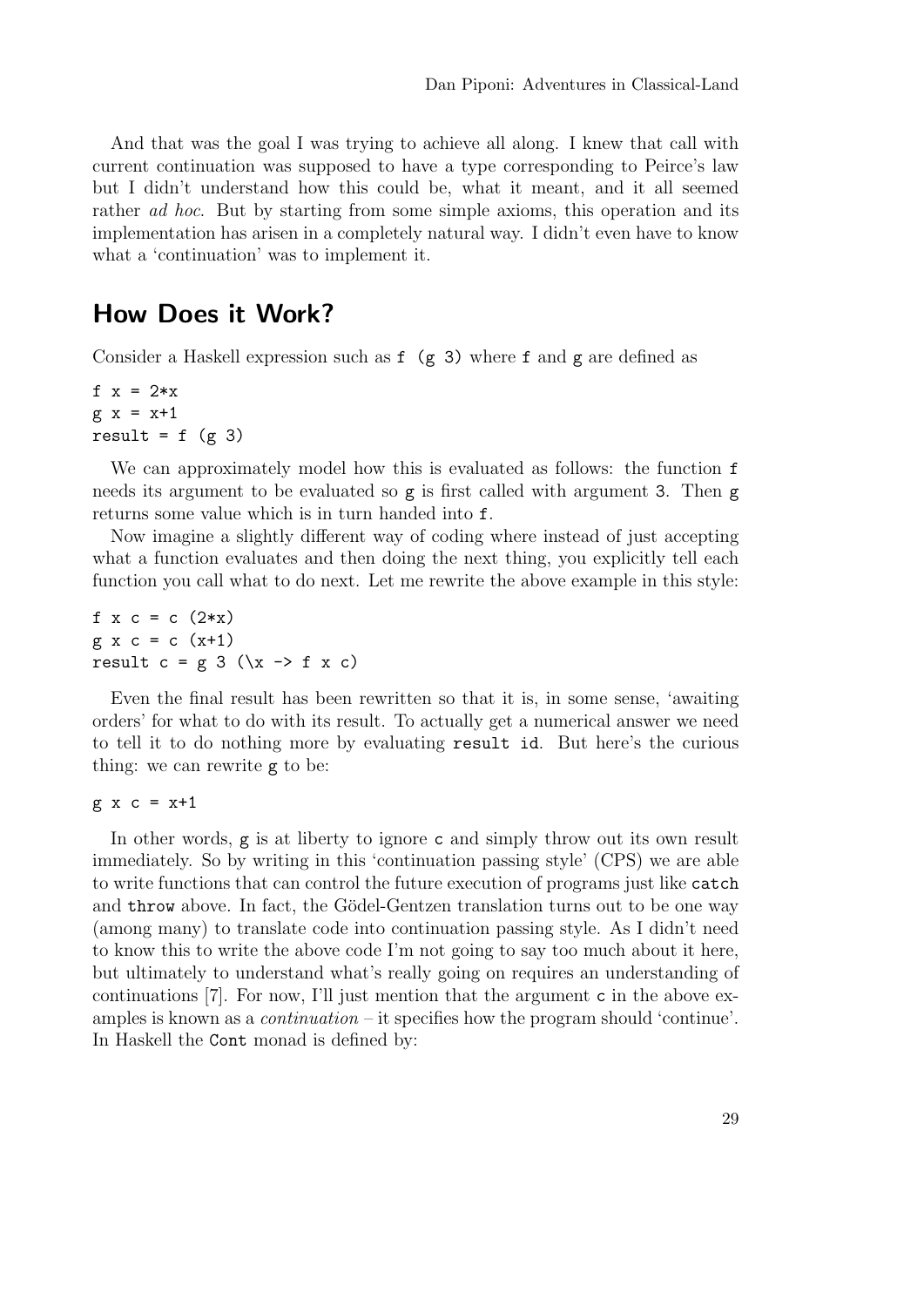And that was the goal I was trying to achieve all along. I knew that call with current continuation was supposed to have a type corresponding to Peirce's law but I didn't understand how this could be, what it meant, and it all seemed rather *ad hoc*. But by starting from some simple axioms, this operation and its implementation has arisen in a completely natural way. I didn't even have to know what a 'continuation' was to implement it.

## How Does it Work?

Consider a Haskell expression such as `f (g 3)` where `f` and `g` are defined as

```
f x = 2*x
g x = x+1
result = f (g 3)
```

We can approximately model how this is evaluated as follows: the function `f` needs its argument to be evaluated so `g` is first called with argument `3`. Then `g` returns some value which is in turn handed into `f`.

Now imagine a slightly different way of coding where instead of just accepting what a function evaluates and then doing the next thing, you explicitly tell each function you call what to do next. Let me rewrite the above example in this style:

```
f x c = c (2*x)
g x c = c (x+1)
result c = g 3 (\x -> f x c)
```

Even the final result has been rewritten so that it is, in some sense, 'awaiting orders' for what to do with its result. To actually get a numerical answer we need to tell it to do nothing more by evaluating `result id`. But here's the curious thing: we can rewrite `g` to be:

```
g x c = x+1
```

In other words, `g` is at liberty to ignore `c` and simply throw out its own result immediately. So by writing in this 'continuation passing style' (CPS) we are able to write functions that can control the future execution of programs just like `catch` and `throw` above. In fact, the Gödel-Gentzen translation turns out to be one way (among many) to translate code into continuation passing style. As I didn't need to know this to write the above code I'm not going to say too much about it here, but ultimately to understand what's really going on requires an understanding of continuations [7]. For now, I'll just mention that the argument `c` in the above examples is known as a *continuation* – it specifies how the program should 'continue'. In Haskell the `Cont` monad is defined by: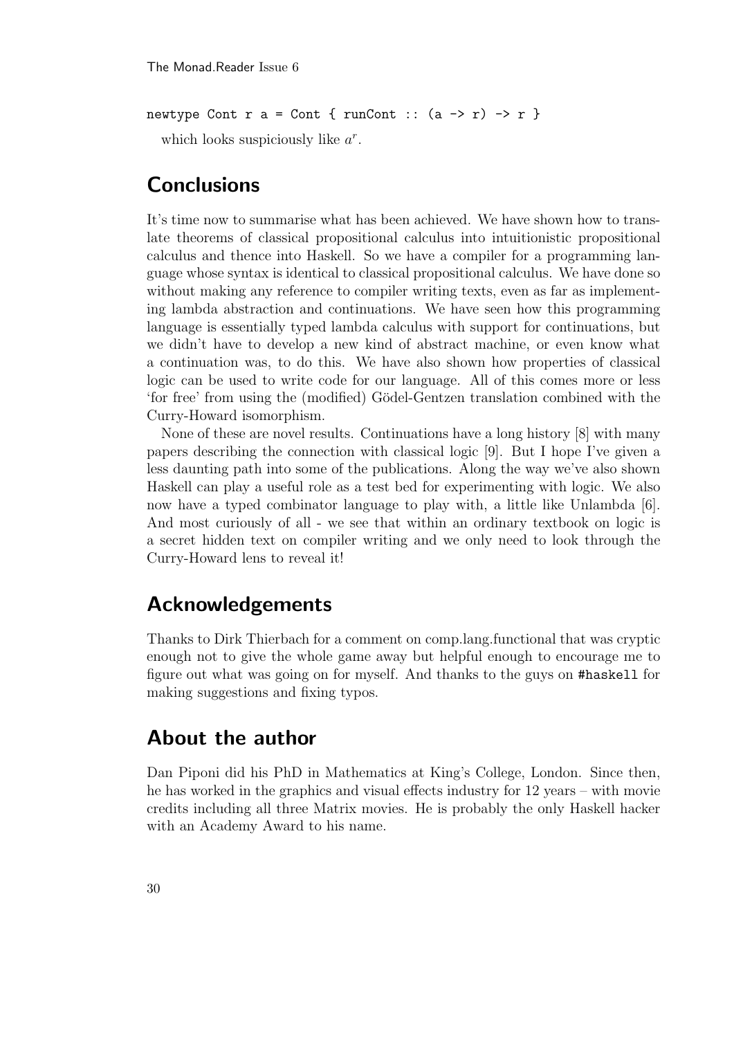```
newtype Cont r a = Cont { runCont :: (a -> r) -> r }
```

which looks suspiciously like $a^r$.

## Conclusions

It's time now to summarise what has been achieved. We have shown how to translate theorems of classical propositional calculus into intuitionistic propositional calculus and thence into Haskell. So we have a compiler for a programming language whose syntax is identical to classical propositional calculus. We have done so without making any reference to compiler writing texts, even as far as implementing lambda abstraction and continuations. We have seen how this programming language is essentially typed lambda calculus with support for continuations, but we didn't have to develop a new kind of abstract machine, or even know what a continuation was, to do this. We have also shown how properties of classical logic can be used to write code for our language. All of this comes more or less 'for free' from using the (modified) Gödel-Gentzen translation combined with the Curry-Howard isomorphism.

None of these are novel results. Continuations have a long history [8] with many papers describing the connection with classical logic [9]. But I hope I've given a less daunting path into some of the publications. Along the way we've also shown Haskell can play a useful role as a test bed for experimenting with logic. We also now have a typed combinator language to play with, a little like Unlambda [6]. And most curiously of all - we see that within an ordinary textbook on logic is a secret hidden text on compiler writing and we only need to look through the Curry-Howard lens to reveal it!

## Acknowledgements

Thanks to Dirk Thierbach for a comment on comp.lang.functional that was cryptic enough not to give the whole game away but helpful enough to encourage me to figure out what was going on for myself. And thanks to the guys on `#haskell` for making suggestions and fixing typos.

## About the author

Dan Piponi did his PhD in Mathematics at King's College, London. Since then, he has worked in the graphics and visual effects industry for 12 years – with movie credits including all three Matrix movies. He is probably the only Haskell hacker with an Academy Award to his name.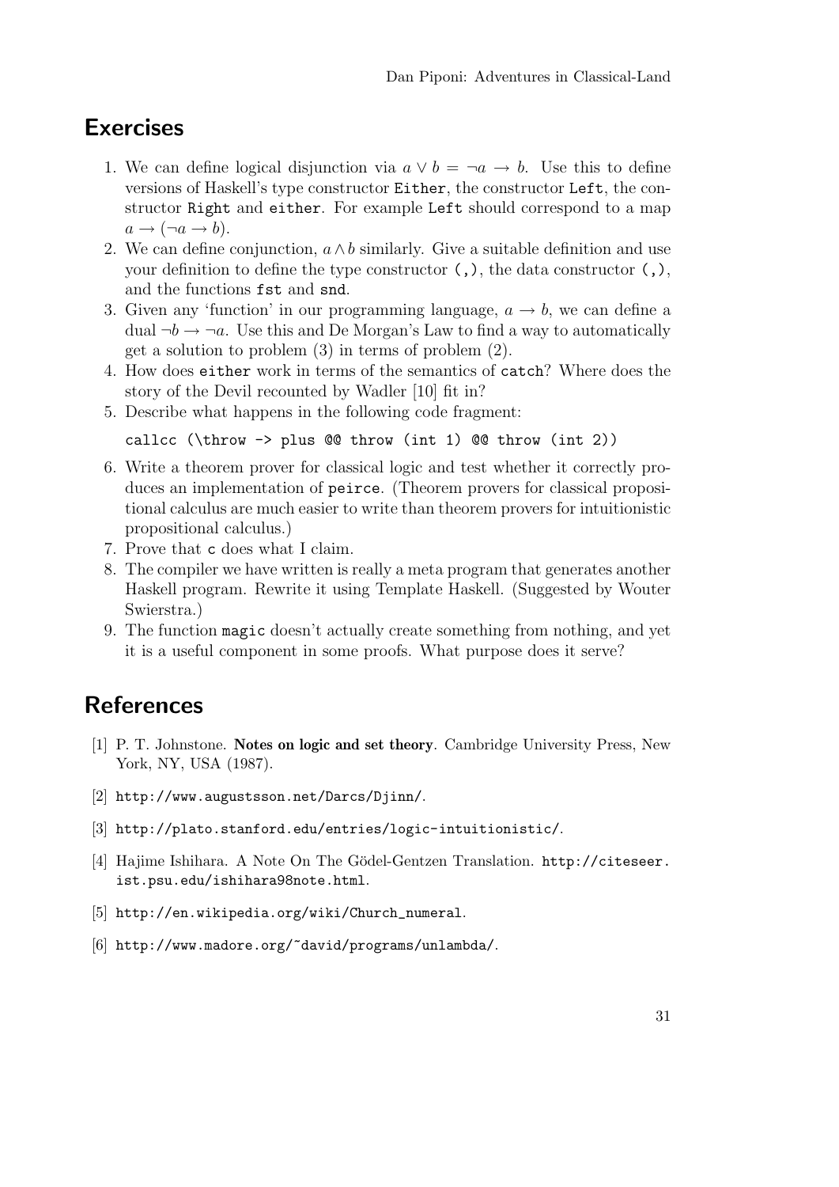## Exercises

1. We can define logical disjunction via $a \vee b = \neg a \rightarrow b$. Use this to define versions of Haskell's type constructor `Either`, the constructor `Left`, the constructor `Right` and `either`. For example `Left` should correspond to a map $a \rightarrow (\neg a \rightarrow b)$.
2. We can define conjunction, $a \wedge b$ similarly. Give a suitable definition and use your definition to define the type constructor `(,)`, the data constructor `(,)`, and the functions `fst` and `snd`.
3. Given any 'function' in our programming language, $a \rightarrow b$, we can define a dual $\neg b \rightarrow \neg a$. Use this and De Morgan's Law to find a way to automatically get a solution to problem (3) in terms of problem (2).
4. How does `either` work in terms of the semantics of `catch`? Where does the story of the Devil recounted by Wadler [10] fit in?
5. Describe what happens in the following code fragment:

```
callcc (\throw -> plus @@ throw (int 1) @@ throw (int 2))
```

6. Write a theorem prover for classical logic and test whether it correctly produces an implementation of `peirce`. (Theorem provers for classical propositional calculus are much easier to write than theorem provers for intuitionistic propositional calculus.)
7. Prove that `c` does what I claim.
8. The compiler we have written is really a meta program that generates another Haskell program. Rewrite it using Template Haskell. (Suggested by Wouter Swierstra.)
9. The function `magic` doesn't actually create something from nothing, and yet it is a useful component in some proofs. What purpose does it serve?

## References

[1] P. T. Johnstone. **Notes on logic and set theory**. Cambridge University Press, New York, NY, USA (1987).

[2] `http://www.augustsson.net/Darcs/Djinn/`.

[3] `http://plato.stanford.edu/entries/logic-intuitionistic/`.

[4] Hajime Ishihara. A Note On The Gödel-Gentzen Translation. `http://citeseer.ist.psu.edu/ishihara98note.html`.

[5] `http://en.wikipedia.org/wiki/Church_numeral`.

[6] `http://www.madore.org/~david/programs/unlambda/`.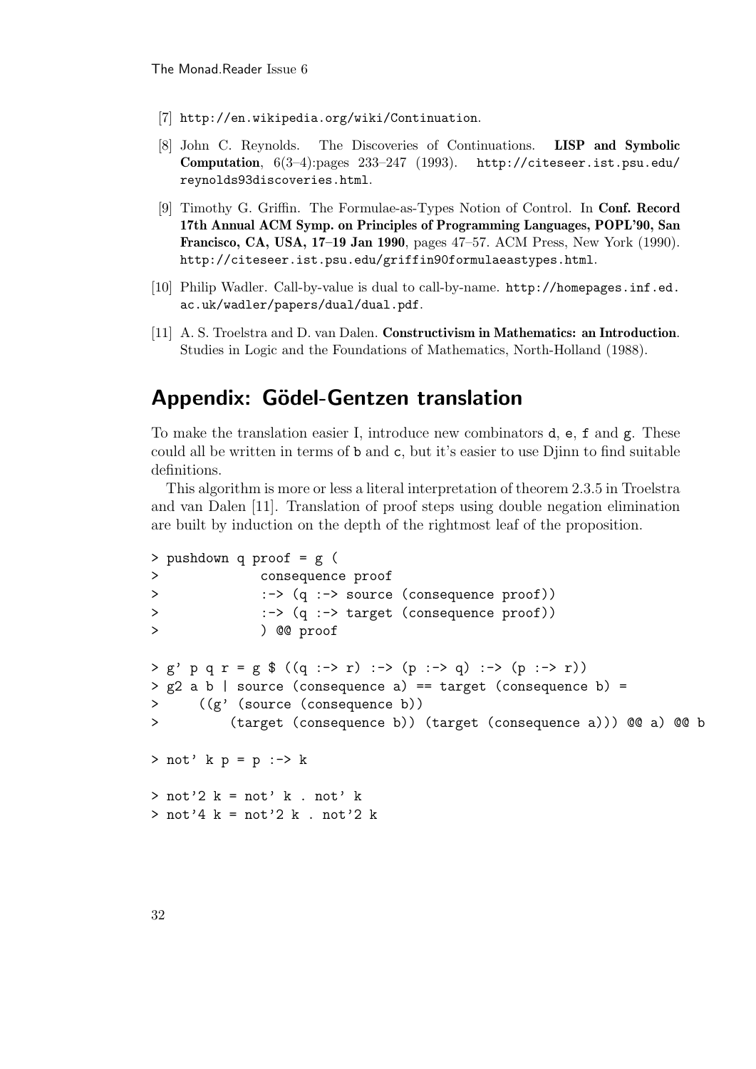[7] http://en.wikipedia.org/wiki/Continuation.

[8] John C. Reynolds. The Discoveries of Continuations. **LISP and Symbolic Computation**, 6(3–4):pages 233–247 (1993). http://citeseer.ist.psu.edu/reynolds93discoveries.html.

[9] Timothy G. Griffin. The Formulae-as-Types Notion of Control. In **Conf. Record 17th Annual ACM Symp. on Principles of Programming Languages, POPL'90, San Francisco, CA, USA, 17–19 Jan 1990**, pages 47–57. ACM Press, New York (1990). http://citeseer.ist.psu.edu/griffin90formulaeastypes.html.

[10] Philip Wadler. Call-by-value is dual to call-by-name. http://homepages.inf.ed.ac.uk/wadler/papers/dual/dual.pdf.

[11] A. S. Troelstra and D. van Dalen. **Constructivism in Mathematics: an Introduction**. Studies in Logic and the Foundations of Mathematics, North-Holland (1988).

## Appendix: Gödel-Gentzen translation

To make the translation easier I, introduce new combinators `d`, `e`, `f` and `g`. These could all be written in terms of `b` and `c`, but it's easier to use Djinn to find suitable definitions.

This algorithm is more or less a literal interpretation of theorem 2.3.5 in Troelstra and van Dalen [11]. Translation of proof steps using double negation elimination are built by induction on the depth of the rightmost leaf of the proposition.

```
> pushdown q proof = g (
>            consequence proof
>            :-> (q :-> source (consequence proof))
>            :-> (q :-> target (consequence proof))
>            ) @@ proof

> g' p q r = g $ ((q :-> r) :-> (p :-> q) :-> (p :-> r))
> g2 a b | source (consequence a) == target (consequence b) =
>     ((g' (source (consequence b))
>         (target (consequence b)) (target (consequence a))) @@ a) @@ b

> not' k p = p :-> k

> not'2 k = not' k . not' k
> not'4 k = not'2 k . not'2 k
```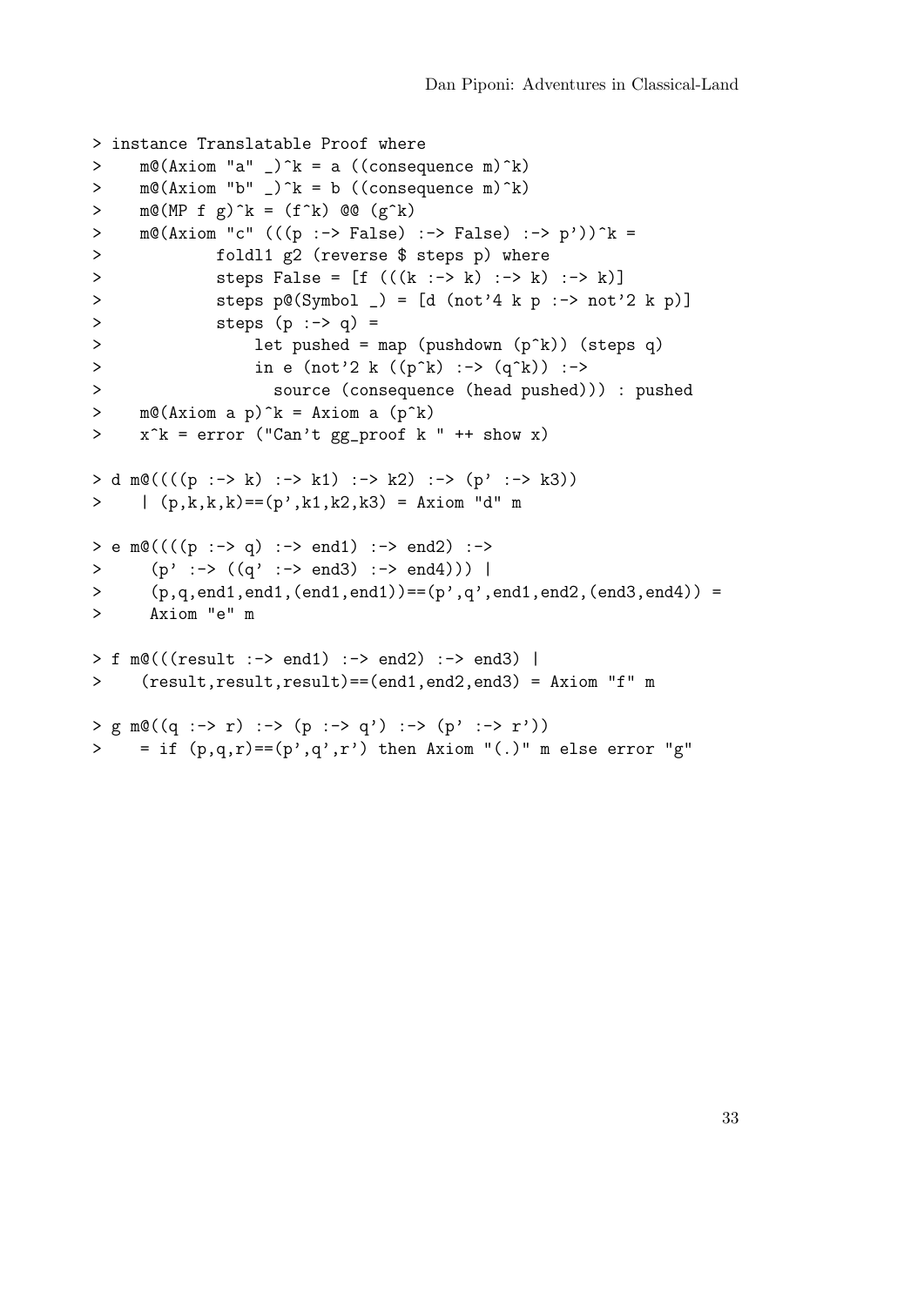```
> instance Translatable Proof where
>    m@(Axiom "a" _)^k = a ((consequence m)^k)
>    m@(Axiom "b" _)^k = b ((consequence m)^k)
>    m@(MP f g)^k = (f^k) @@ (g^k)
>    m@(Axiom "c" (((p :-> False) :-> False) :-> p'))^k =
>            foldl1 g2 (reverse $ steps p) where
>            steps False = [f (((k :-> k) :-> k) :-> k)]
>            steps p@(Symbol _) = [d (not'4 k p :-> not'2 k p)]
>            steps (p :-> q) =
>                let pushed = map (pushdown (p^k)) (steps q)
>                in e (not'2 k ((p^k) :-> (q^k)) :->
>                  source (consequence (head pushed))) : pushed
>    m@(Axiom a p)^k = Axiom a (p^k)
>    x^k = error ("Can't gg_proof k " ++ show x)

> d m@((((p :-> k) :-> k1) :-> k2) :-> (p' :-> k3))
>    | (p,k,k,k)==(p',k1,k2,k3) = Axiom "d" m

> e m@((((p :-> q) :-> end1) :-> end2) :->
>     (p' :-> ((q' :-> end3) :-> end4))) |
>     (p,q,end1,end1,(end1,end1))==(p',q',end1,end2,(end3,end4)) =
>     Axiom "e" m

> f m@(((result :-> end1) :-> end2) :-> end3) |
>    (result,result,result)==(end1,end2,end3) = Axiom "f" m

> g m@((q :-> r) :-> (p :-> q') :-> (p' :-> r'))
>    = if (p,q,r)==(p',q',r') then Axiom "(.)" m else error "g"
```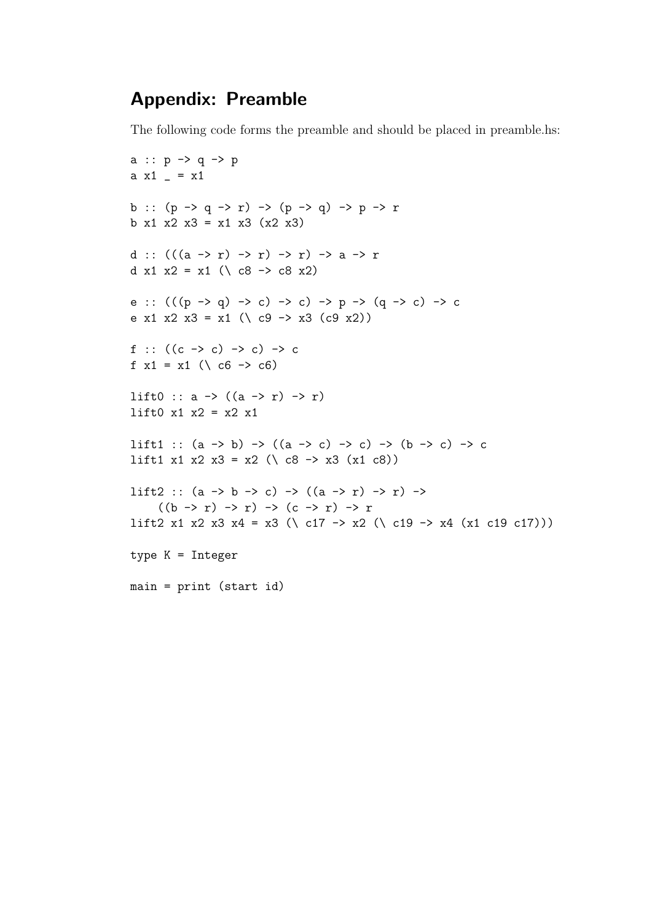## Appendix: Preamble

The following code forms the preamble and should be placed in preamble.hs:

```
a :: p -> q -> p
a x1 _ = x1

b :: (p -> q -> r) -> (p -> q) -> p -> r
b x1 x2 x3 = x1 x3 (x2 x3)

d :: (((a -> r) -> r) -> r) -> a -> r
d x1 x2 = x1 (\ c8 -> c8 x2)

e :: (((p -> q) -> c) -> c) -> p -> (q -> c) -> c
e x1 x2 x3 = x1 (\ c9 -> x3 (c9 x2))

f :: ((c -> c) -> c) -> c
f x1 = x1 (\ c6 -> c6)

lift0 :: a -> ((a -> r) -> r)
lift0 x1 x2 = x2 x1

lift1 :: (a -> b) -> ((a -> c) -> c) -> (b -> c) -> c
lift1 x1 x2 x3 = x2 (\ c8 -> x3 (x1 c8))

lift2 :: (a -> b -> c) -> ((a -> r) -> r) ->
    ((b -> r) -> r) -> (c -> r) -> r
lift2 x1 x2 x3 x4 = x3 (\ c17 -> x2 (\ c19 -> x4 (x1 c19 c17)))

type K = Integer

main = print (start id)
```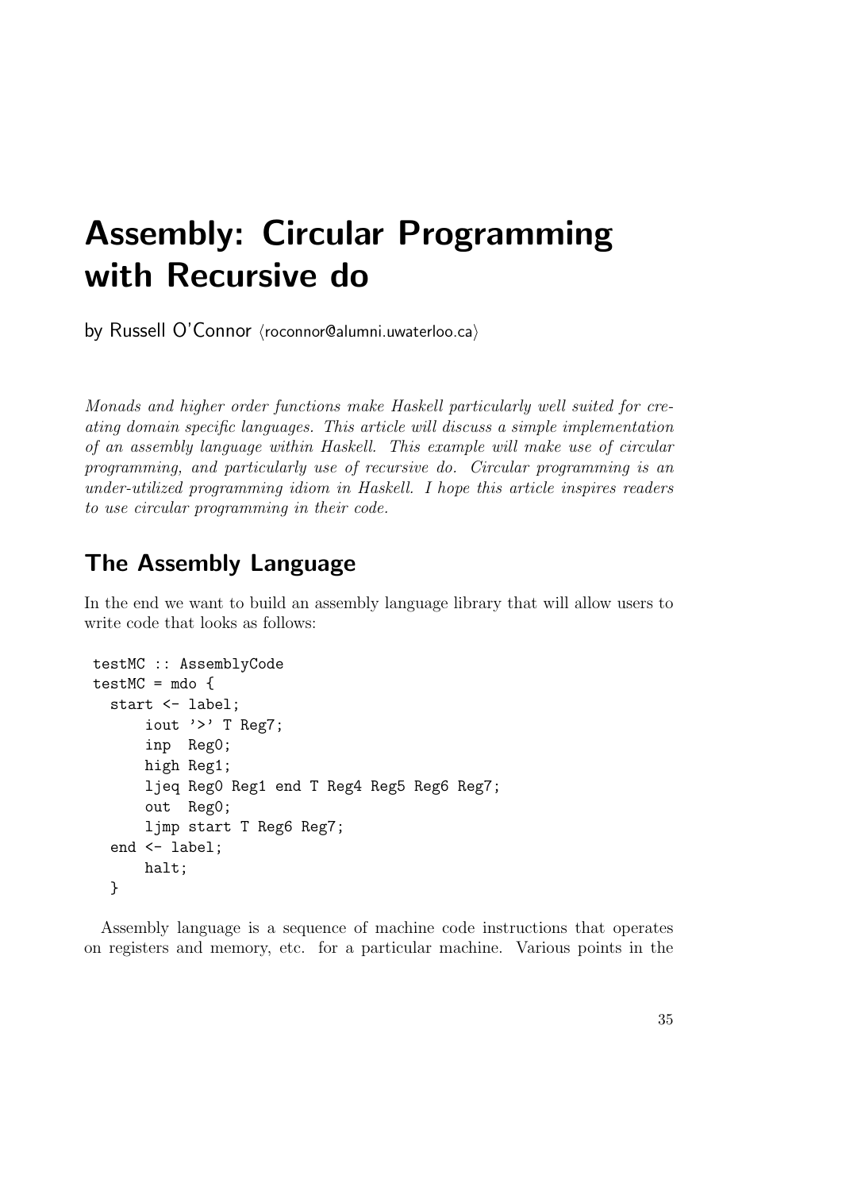# Assembly: Circular Programming with Recursive do

by Russell O'Connor ⟨roconnor@alumni.uwaterloo.ca⟩

*Monads and higher order functions make Haskell particularly well suited for creating domain specific languages. This article will discuss a simple implementation of an assembly language within Haskell. This example will make use of circular programming, and particularly use of recursive do. Circular programming is an under-utilized programming idiom in Haskell. I hope this article inspires readers to use circular programming in their code.*

## The Assembly Language

In the end we want to build an assembly language library that will allow users to write code that looks as follows:

```
testMC :: AssemblyCode
testMC = mdo {
  start <- label;
      iout '>' T Reg7;
      inp  Reg0;
      high Reg1;
      ljeq Reg0 Reg1 end T Reg4 Reg5 Reg6 Reg7;
      out  Reg0;
      ljmp start T Reg6 Reg7;
  end <- label;
      halt;
  }
```

Assembly language is a sequence of machine code instructions that operates on registers and memory, etc. for a particular machine. Various points in the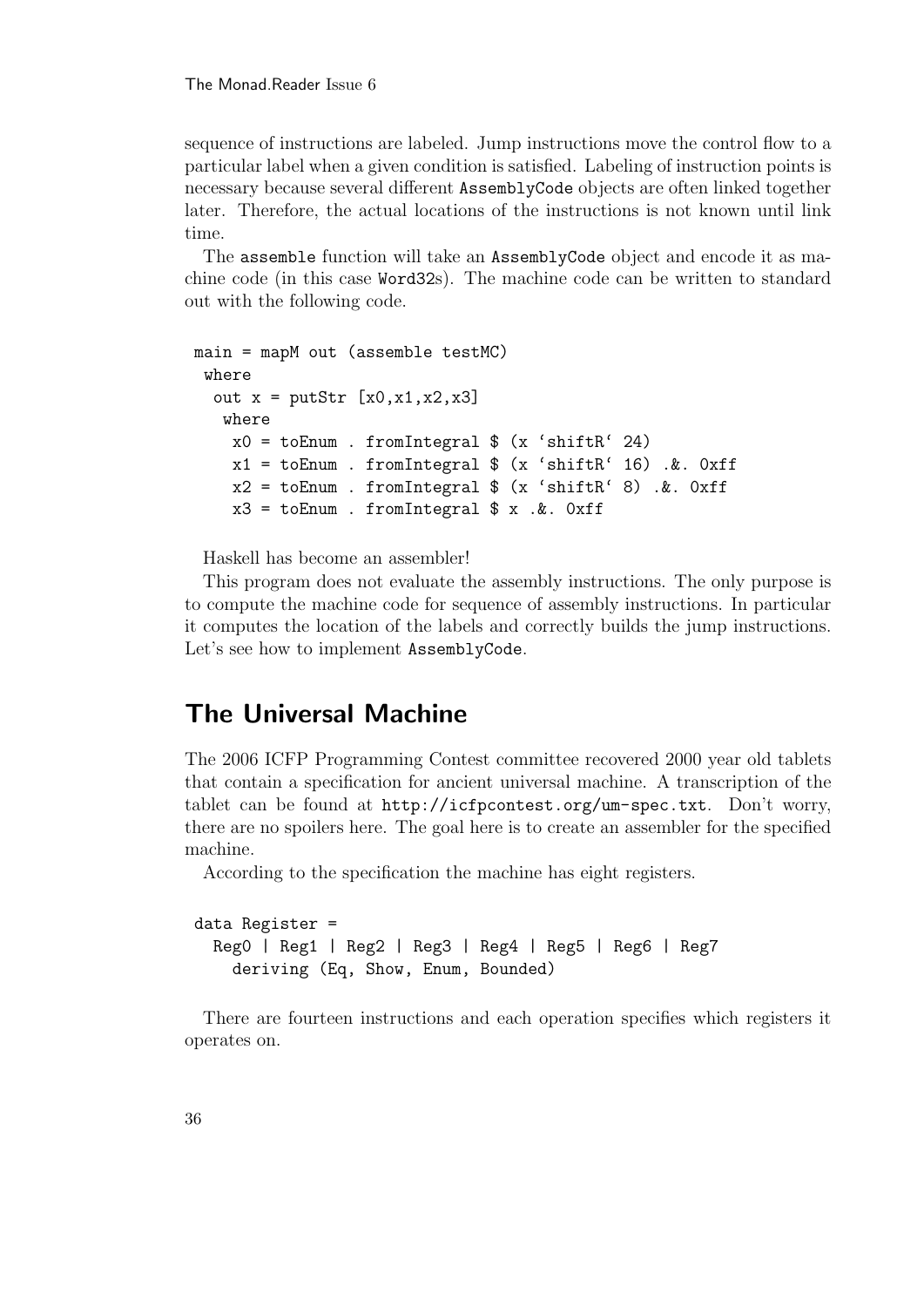sequence of instructions are labeled. Jump instructions move the control flow to a particular label when a given condition is satisfied. Labeling of instruction points is necessary because several different `AssemblyCode` objects are often linked together later. Therefore, the actual locations of the instructions is not known until link time.

The `assemble` function will take an `AssemblyCode` object and encode it as machine code (in this case `Word32`s). The machine code can be written to standard out with the following code.

```
main = mapM out (assemble testMC)
 where
  out x = putStr [x0,x1,x2,x3]
   where
    x0 = toEnum . fromIntegral $ (x `shiftR` 24)
    x1 = toEnum . fromIntegral $ (x `shiftR` 16) .&. 0xff
    x2 = toEnum . fromIntegral $ (x `shiftR` 8) .&. 0xff
    x3 = toEnum . fromIntegral $ x .&. 0xff
```

Haskell has become an assembler!

This program does not evaluate the assembly instructions. The only purpose is to compute the machine code for sequence of assembly instructions. In particular it computes the location of the labels and correctly builds the jump instructions. Let's see how to implement `AssemblyCode`.

## The Universal Machine

The 2006 ICFP Programming Contest committee recovered 2000 year old tablets that contain a specification for ancient universal machine. A transcription of the tablet can be found at `http://icfpcontest.org/um-spec.txt`. Don't worry, there are no spoilers here. The goal here is to create an assembler for the specified machine.

According to the specification the machine has eight registers.

```
data Register =
  Reg0 | Reg1 | Reg2 | Reg3 | Reg4 | Reg5 | Reg6 | Reg7
    deriving (Eq, Show, Enum, Bounded)
```

There are fourteen instructions and each operation specifies which registers it operates on.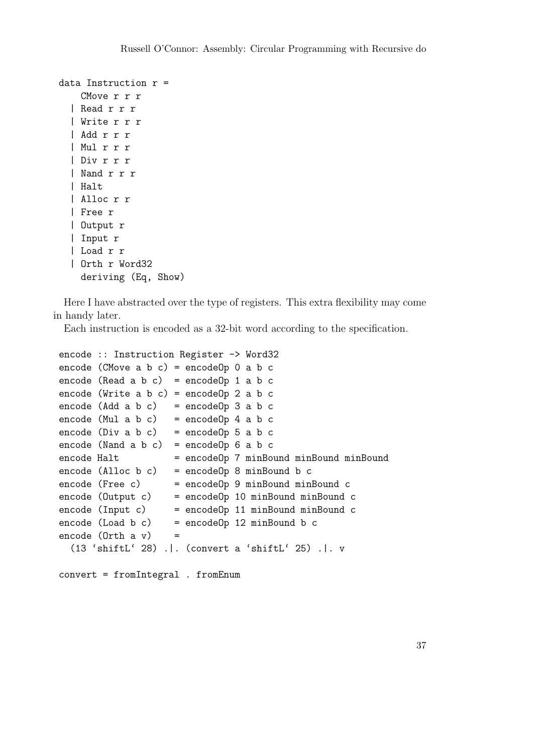```haskell
data Instruction r =
    CMove r r r
  | Read r r r
  | Write r r r
  | Add r r r
  | Mul r r r
  | Div r r r
  | Nand r r r
  | Halt
  | Alloc r r
  | Free r
  | Output r
  | Input r
  | Load r r
  | Orth r Word32
    deriving (Eq, Show)
```

Here I have abstracted over the type of registers. This extra flexibility may come in handy later.

Each instruction is encoded as a 32-bit word according to the specification.

```haskell
encode :: Instruction Register -> Word32
encode (CMove a b c) = encodeOp 0 a b c
encode (Read a b c)  = encodeOp 1 a b c
encode (Write a b c) = encodeOp 2 a b c
encode (Add a b c)   = encodeOp 3 a b c
encode (Mul a b c)   = encodeOp 4 a b c
encode (Div a b c)   = encodeOp 5 a b c
encode (Nand a b c)  = encodeOp 6 a b c
encode Halt          = encodeOp 7 minBound minBound minBound
encode (Alloc b c)   = encodeOp 8 minBound b c
encode (Free c)      = encodeOp 9 minBound minBound c
encode (Output c)    = encodeOp 10 minBound minBound c
encode (Input c)     = encodeOp 11 minBound minBound c
encode (Load b c)    = encodeOp 12 minBound b c
encode (Orth a v)    =
  (13 `shiftL` 28) .|. (convert a `shiftL` 25) .|. v

convert = fromIntegral . fromEnum
```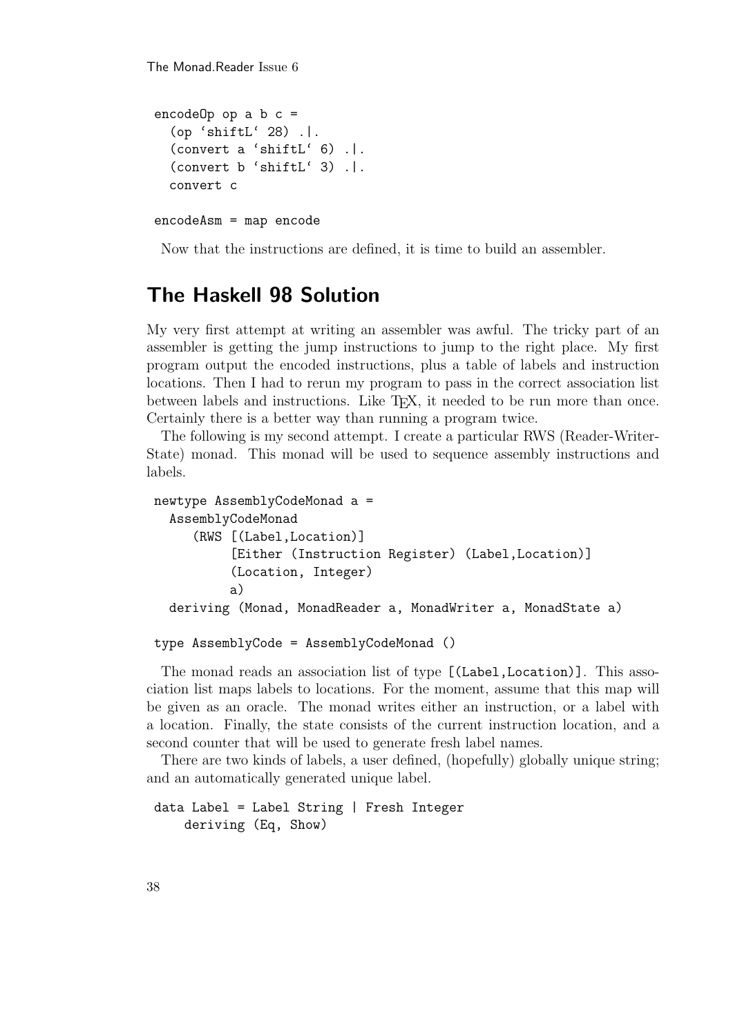```
encodeOp op a b c =
  (op `shiftL` 28) .|.
  (convert a `shiftL` 6) .|.
  (convert b `shiftL` 3) .|.
  convert c

encodeAsm = map encode
```

Now that the instructions are defined, it is time to build an assembler.

## The Haskell 98 Solution

My very first attempt at writing an assembler was awful. The tricky part of an assembler is getting the jump instructions to jump to the right place. My first program output the encoded instructions, plus a table of labels and instruction locations. Then I had to rerun my program to pass in the correct association list between labels and instructions. Like TEX, it needed to be run more than once. Certainly there is a better way than running a program twice.

The following is my second attempt. I create a particular RWS (Reader-Writer-State) monad. This monad will be used to sequence assembly instructions and labels.

```
newtype AssemblyCodeMonad a =
  AssemblyCodeMonad
     (RWS [(Label,Location)]
          [Either (Instruction Register) (Label,Location)]
          (Location, Integer)
          a)
  deriving (Monad, MonadReader a, MonadWriter a, MonadState a)

type AssemblyCode = AssemblyCodeMonad ()
```

The monad reads an association list of type `[(Label,Location)]`. This association list maps labels to locations. For the moment, assume that this map will be given as an oracle. The monad writes either an instruction, or a label with a location. Finally, the state consists of the current instruction location, and a second counter that will be used to generate fresh label names.

There are two kinds of labels, a user defined, (hopefully) globally unique string; and an automatically generated unique label.

```
data Label = Label String | Fresh Integer
    deriving (Eq, Show)
```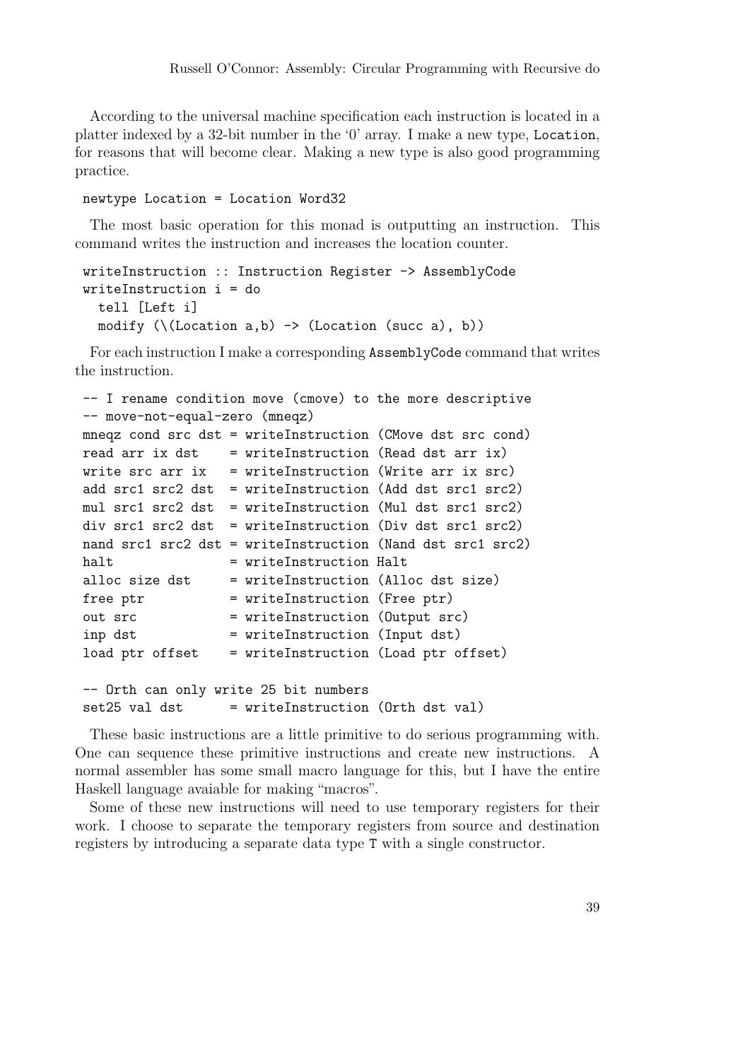According to the universal machine specification each instruction is located in a platter indexed by a 32-bit number in the '0' array. I make a new type, Location, for reasons that will become clear. Making a new type is also good programming practice.

```
newtype Location = Location Word32
```

The most basic operation for this monad is outputting an instruction. This command writes the instruction and increases the location counter.

```
writeInstruction :: Instruction Register -> AssemblyCode
writeInstruction i = do
  tell [Left i]
  modify (\(Location a,b) -> (Location (succ a), b))
```

For each instruction I make a corresponding AssemblyCode command that writes the instruction.

```
-- I rename condition move (cmove) to the more descriptive
-- move-not-equal-zero (mneqz)
mneqz cond src dst = writeInstruction (CMove dst src cond)
read arr ix dst    = writeInstruction (Read dst arr ix)
write src arr ix   = writeInstruction (Write arr ix src)
add src1 src2 dst  = writeInstruction (Add dst src1 src2)
mul src1 src2 dst  = writeInstruction (Mul dst src1 src2)
div src1 src2 dst  = writeInstruction (Div dst src1 src2)
nand src1 src2 dst = writeInstruction (Nand dst src1 src2)
halt               = writeInstruction Halt
alloc size dst     = writeInstruction (Alloc dst size)
free ptr           = writeInstruction (Free ptr)
out src            = writeInstruction (Output src)
inp dst            = writeInstruction (Input dst)
load ptr offset    = writeInstruction (Load ptr offset)

-- Orth can only write 25 bit numbers
set25 val dst      = writeInstruction (Orth dst val)
```

These basic instructions are a little primitive to do serious programming with. One can sequence these primitive instructions and create new instructions. A normal assembler has some small macro language for this, but I have the entire Haskell language avaiable for making "macros".

Some of these new instructions will need to use temporary registers for their work. I choose to separate the temporary registers from source and destination registers by introducing a separate data type T with a single constructor.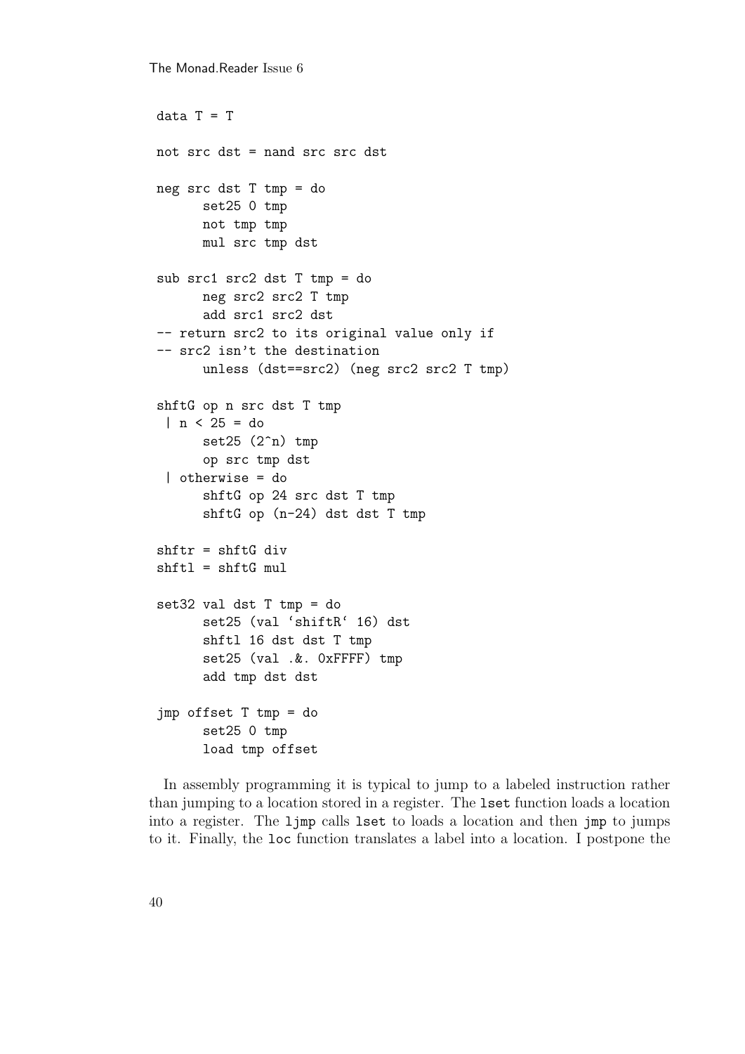```haskell
data T = T

not src dst = nand src src dst

neg src dst T tmp = do
      set25 0 tmp
      not tmp tmp
      mul src tmp dst

sub src1 src2 dst T tmp = do
      neg src2 src2 T tmp
      add src1 src2 dst
-- return src2 to its original value only if
-- src2 isn't the destination
      unless (dst==src2) (neg src2 src2 T tmp)

shftG op n src dst T tmp
 | n < 25 = do
      set25 (2^n) tmp
      op src tmp dst
 | otherwise = do
      shftG op 24 src dst T tmp
      shftG op (n-24) dst dst T tmp

shftr = shftG div
shftl = shftG mul

set32 val dst T tmp = do
      set25 (val `shiftR` 16) dst
      shftl 16 dst dst T tmp
      set25 (val .&. 0xFFFF) tmp
      add tmp dst dst

jmp offset T tmp = do
      set25 0 tmp
      load tmp offset
```

In assembly programming it is typical to jump to a labeled instruction rather than jumping to a location stored in a register. The `lset` function loads a location into a register. The `ljmp` calls `lset` to loads a location and then `jmp` to jumps to it. Finally, the `loc` function translates a label into a location. I postpone the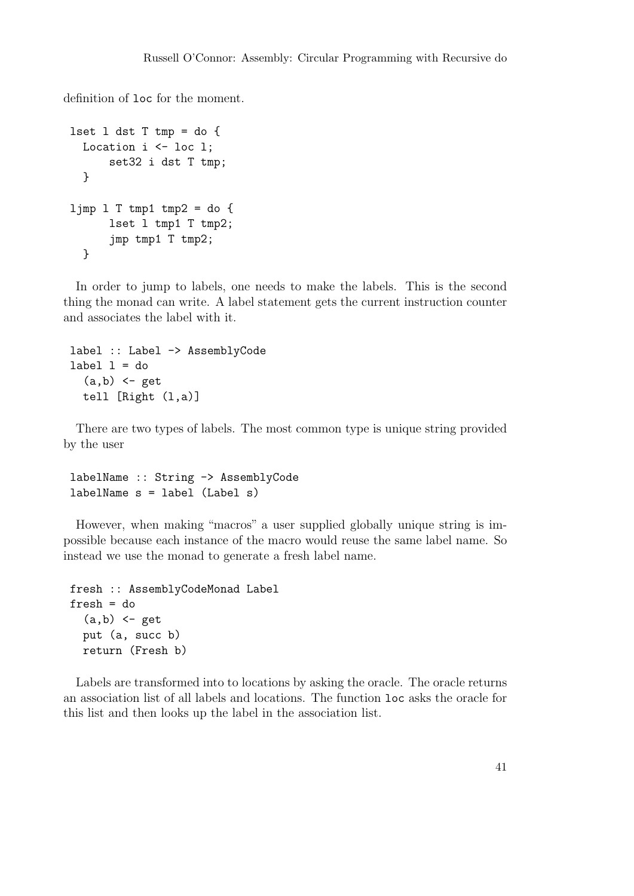definition of loc for the moment.

```
lset l dst T tmp = do {
  Location i <- loc l;
      set32 i dst T tmp;
  }

ljmp l T tmp1 tmp2 = do {
      lset l tmp1 T tmp2;
      jmp tmp1 T tmp2;
  }
```

In order to jump to labels, one needs to make the labels. This is the second thing the monad can write. A label statement gets the current instruction counter and associates the label with it.

```
label :: Label -> AssemblyCode
label l = do
  (a,b) <- get
  tell [Right (l,a)]
```

There are two types of labels. The most common type is unique string provided by the user

```
labelName :: String -> AssemblyCode
labelName s = label (Label s)
```

However, when making "macros" a user supplied globally unique string is impossible because each instance of the macro would reuse the same label name. So instead we use the monad to generate a fresh label name.

```
fresh :: AssemblyCodeMonad Label
fresh = do
  (a,b) <- get
  put (a, succ b)
  return (Fresh b)
```

Labels are transformed into to locations by asking the oracle. The oracle returns an association list of all labels and locations. The function loc asks the oracle for this list and then looks up the label in the association list.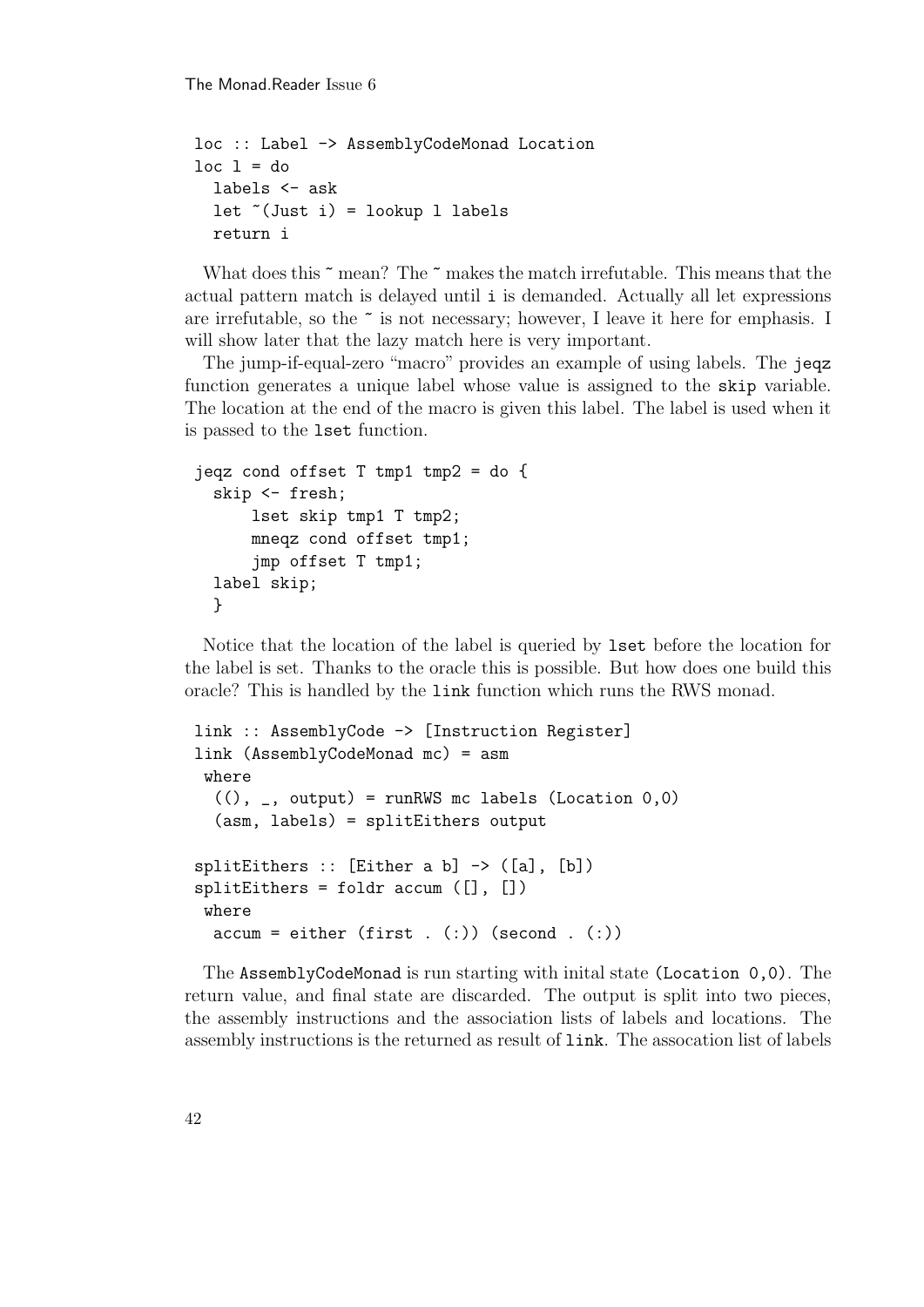```
loc :: Label -> AssemblyCodeMonad Location
loc l = do
  labels <- ask
  let ~(Just i) = lookup l labels
  return i
```

What does this ~ mean? The ~ makes the match irrefutable. This means that the actual pattern match is delayed until i is demanded. Actually all let expressions are irrefutable, so the ~ is not necessary; however, I leave it here for emphasis. I will show later that the lazy match here is very important.

The jump-if-equal-zero "macro" provides an example of using labels. The `jeqz` function generates a unique label whose value is assigned to the `skip` variable. The location at the end of the macro is given this label. The label is used when it is passed to the `lset` function.

```
jeqz cond offset T tmp1 tmp2 = do {
  skip <- fresh;
      lset skip tmp1 T tmp2;
      mneqz cond offset tmp1;
      jmp offset T tmp1;
  label skip;
  }
```

Notice that the location of the label is queried by `lset` before the location for the label is set. Thanks to the oracle this is possible. But how does one build this oracle? This is handled by the `link` function which runs the RWS monad.

```
link :: AssemblyCode -> [Instruction Register]
link (AssemblyCodeMonad mc) = asm
 where
  ((), _, output) = runRWS mc labels (Location 0,0)
  (asm, labels) = splitEithers output

splitEithers :: [Either a b] -> ([a], [b])
splitEithers = foldr accum ([], [])
 where
  accum = either (first . (:)) (second . (:))
```

The `AssemblyCodeMonad` is run starting with inital state `(Location 0,0)`. The return value, and final state are discarded. The output is split into two pieces, the assembly instructions and the association lists of labels and locations. The assembly instructions is the returned as result of `link`. The assocation list of labels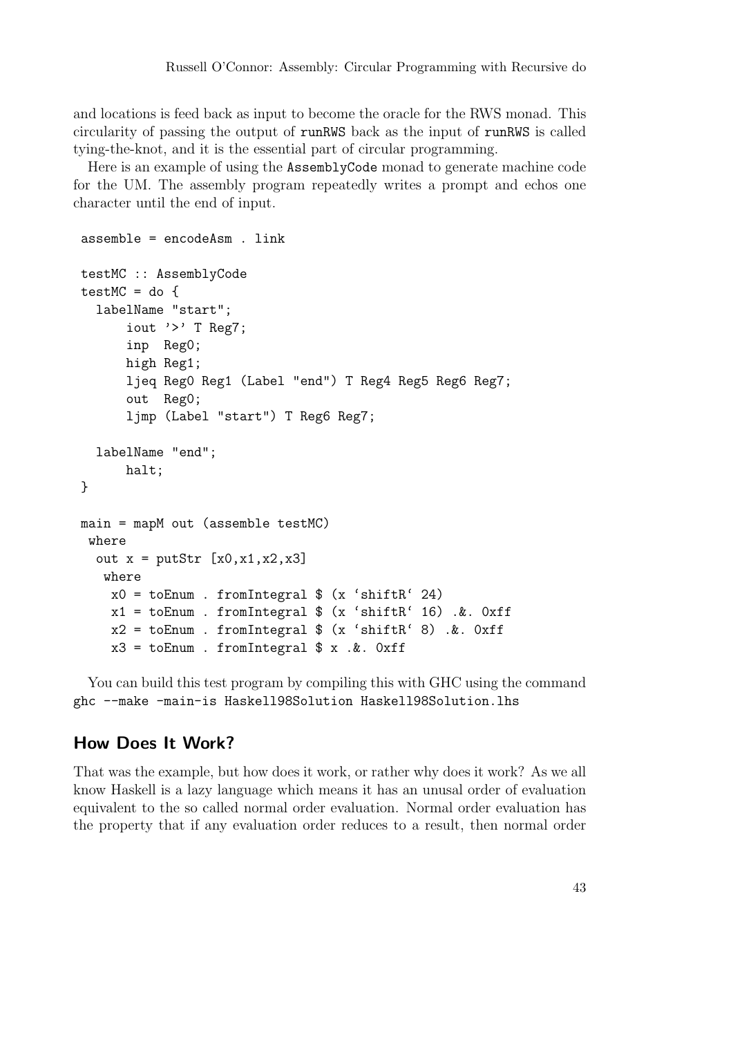and locations is feed back as input to become the oracle for the RWS monad. This circularity of passing the output of `runRWS` back as the input of `runRWS` is called tying-the-knot, and it is the essential part of circular programming.

Here is an example of using the `AssemblyCode` monad to generate machine code for the UM. The assembly program repeatedly writes a prompt and echos one character until the end of input.

```
assemble = encodeAsm . link

testMC :: AssemblyCode
testMC = do {
  labelName "start";
      iout '>' T Reg7;
      inp  Reg0;
      high Reg1;
      ljeq Reg0 Reg1 (Label "end") T Reg4 Reg5 Reg6 Reg7;
      out  Reg0;
      ljmp (Label "start") T Reg6 Reg7;

  labelName "end";
      halt;
}

main = mapM out (assemble testMC)
 where
  out x = putStr [x0,x1,x2,x3]
   where
    x0 = toEnum . fromIntegral $ (x `shiftR` 24)
    x1 = toEnum . fromIntegral $ (x `shiftR` 16) .&. 0xff
    x2 = toEnum . fromIntegral $ (x `shiftR` 8) .&. 0xff
    x3 = toEnum . fromIntegral $ x .&. 0xff
```

You can build this test program by compiling this with GHC using the command `ghc --make -main-is Haskell98Solution Haskell98Solution.lhs`

## How Does It Work?

That was the example, but how does it work, or rather why does it work? As we all know Haskell is a lazy language which means it has an unusal order of evaluation equivalent to the so called normal order evaluation. Normal order evaluation has the property that if any evaluation order reduces to a result, then normal order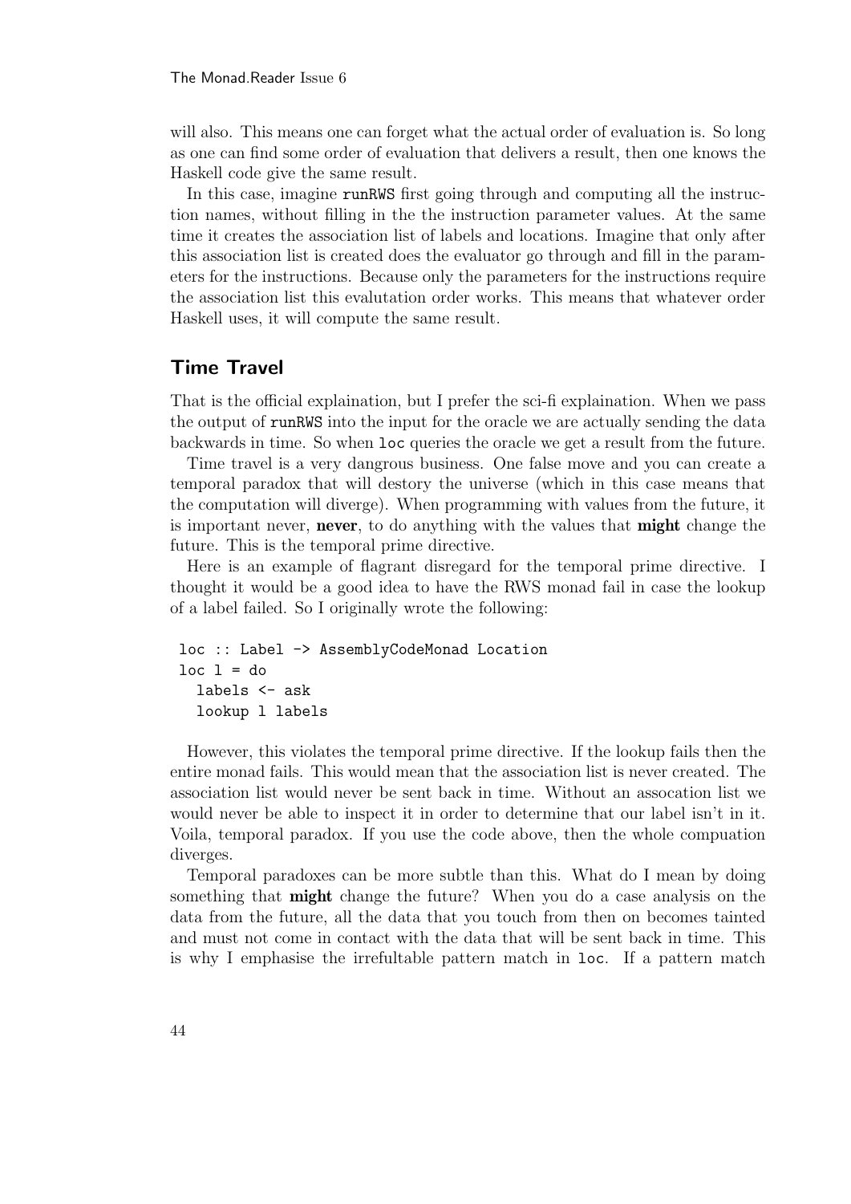will also. This means one can forget what the actual order of evaluation is. So long as one can find some order of evaluation that delivers a result, then one knows the Haskell code give the same result.

In this case, imagine `runRWS` first going through and computing all the instruction names, without filling in the the instruction parameter values. At the same time it creates the association list of labels and locations. Imagine that only after this association list is created does the evaluator go through and fill in the parameters for the instructions. Because only the parameters for the instructions require the association list this evalutation order works. This means that whatever order Haskell uses, it will compute the same result.

## Time Travel

That is the official explaination, but I prefer the sci-fi explaination. When we pass the output of `runRWS` into the input for the oracle we are actually sending the data backwards in time. So when `loc` queries the oracle we get a result from the future.

Time travel is a very dangrous business. One false move and you can create a temporal paradox that will destory the universe (which in this case means that the computation will diverge). When programming with values from the future, it is important never, **never**, to do anything with the values that **might** change the future. This is the temporal prime directive.

Here is an example of flagrant disregard for the temporal prime directive. I thought it would be a good idea to have the RWS monad fail in case the lookup of a label failed. So I originally wrote the following:

```
loc :: Label -> AssemblyCodeMonad Location
loc l = do
  labels <- ask
  lookup l labels
```

However, this violates the temporal prime directive. If the lookup fails then the entire monad fails. This would mean that the association list is never created. The association list would never be sent back in time. Without an assocation list we would never be able to inspect it in order to determine that our label isn't in it. Voila, temporal paradox. If you use the code above, then the whole compuation diverges.

Temporal paradoxes can be more subtle than this. What do I mean by doing something that **might** change the future? When you do a case analysis on the data from the future, all the data that you touch from then on becomes tainted and must not come in contact with the data that will be sent back in time. This is why I emphasise the irrefultable pattern match in `loc`. If a pattern match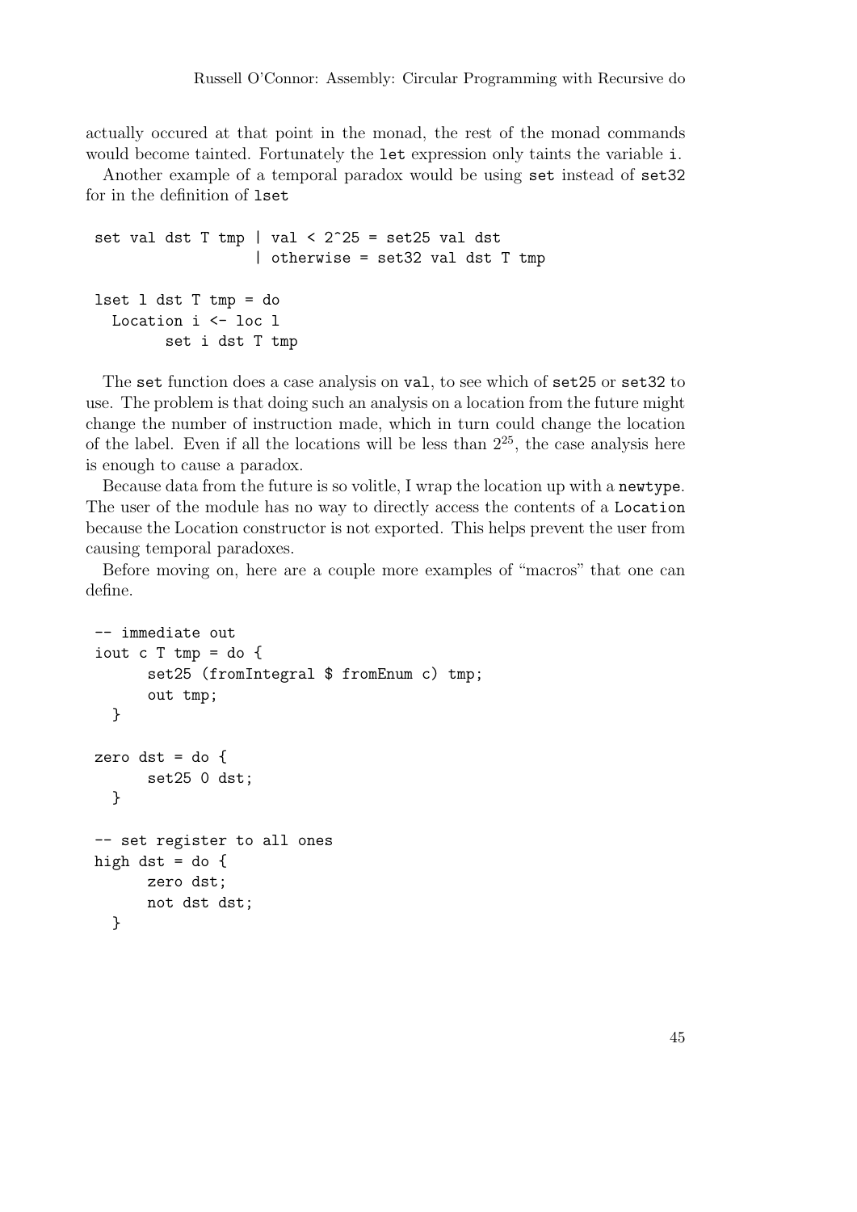actually occured at that point in the monad, the rest of the monad commands would become tainted. Fortunately the `let` expression only taints the variable `i`.

Another example of a temporal paradox would be using `set` instead of `set32` for in the definition of `lset`

```
set val dst T tmp | val < 2^25 = set25 val dst
                  | otherwise = set32 val dst T tmp

lset l dst T tmp = do
  Location i <- loc l
        set i dst T tmp
```

The `set` function does a case analysis on `val`, to see which of `set25` or `set32` to use. The problem is that doing such an analysis on a location from the future might change the number of instruction made, which in turn could change the location of the label. Even if all the locations will be less than $2^{25}$, the case analysis here is enough to cause a paradox.

Because data from the future is so volitle, I wrap the location up with a `newtype`. The user of the module has no way to directly access the contents of a `Location` because the Location constructor is not exported. This helps prevent the user from causing temporal paradoxes.

Before moving on, here are a couple more examples of "macros" that one can define.

```
-- immediate out
iout c T tmp = do {
      set25 (fromIntegral $ fromEnum c) tmp;
      out tmp;
  }

zero dst = do {
      set25 0 dst;
  }

-- set register to all ones
high dst = do {
      zero dst;
      not dst dst;
  }
```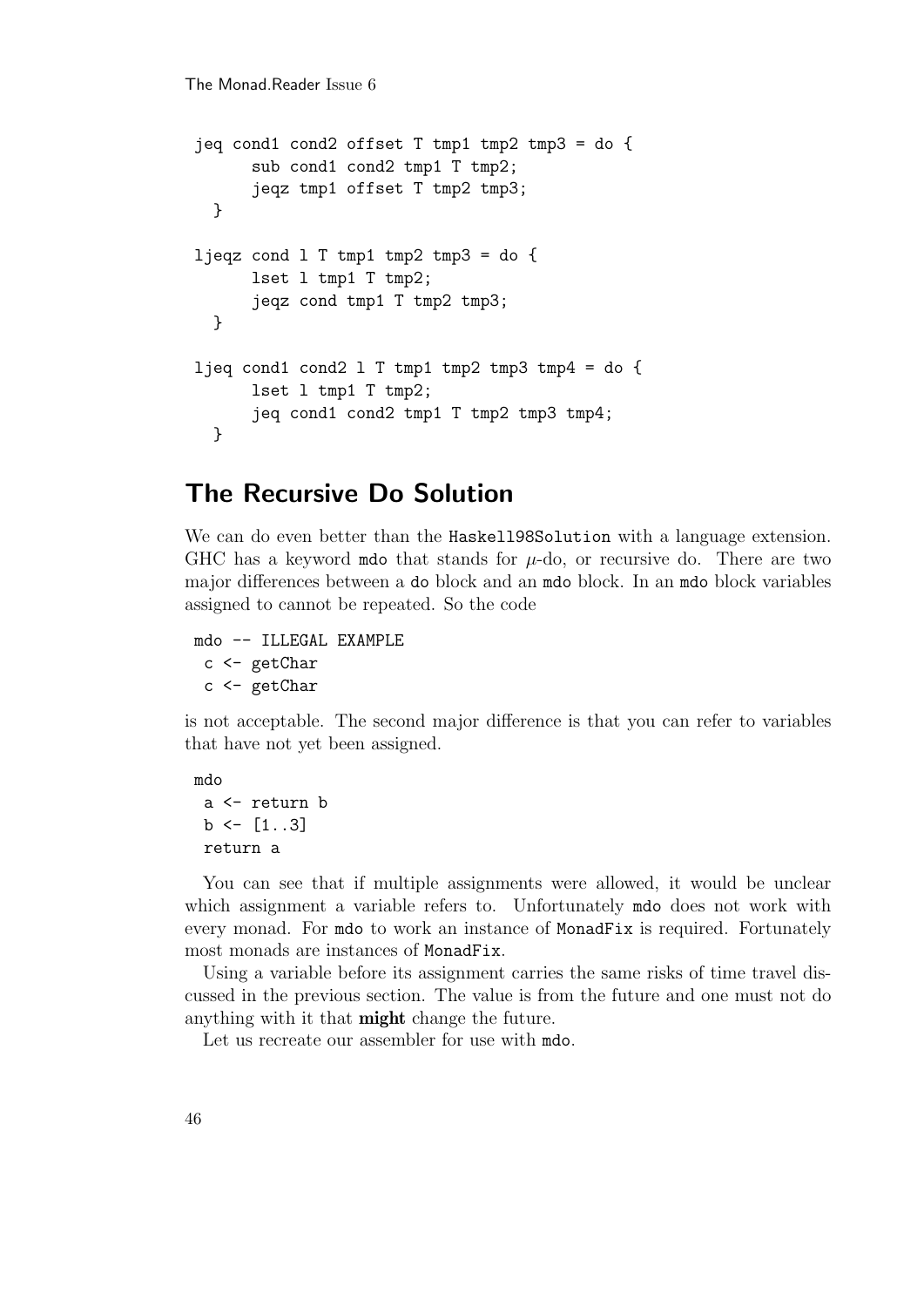```
jeq cond1 cond2 offset T tmp1 tmp2 tmp3 = do {
      sub cond1 cond2 tmp1 T tmp2;
      jeqz tmp1 offset T tmp2 tmp3;
  }

ljeqz cond l T tmp1 tmp2 tmp3 = do {
      lset l tmp1 T tmp2;
      jeqz cond tmp1 T tmp2 tmp3;
  }

ljeq cond1 cond2 l T tmp1 tmp2 tmp3 tmp4 = do {
      lset l tmp1 T tmp2;
      jeq cond1 cond2 tmp1 T tmp2 tmp3 tmp4;
  }
```

## The Recursive Do Solution

We can do even better than the `Haskell98Solution` with a language extension. GHC has a keyword `mdo` that stands for $\mu$-do, or recursive do. There are two major differences between a `do` block and an `mdo` block. In an `mdo` block variables assigned to cannot be repeated. So the code

```
mdo -- ILLEGAL EXAMPLE
 c <- getChar
 c <- getChar
```

is not acceptable. The second major difference is that you can refer to variables that have not yet been assigned.

```
mdo
 a <- return b
 b <- [1..3]
 return a
```

You can see that if multiple assignments were allowed, it would be unclear which assignment a variable refers to. Unfortunately `mdo` does not work with every monad. For `mdo` to work an instance of `MonadFix` is required. Fortunately most monads are instances of `MonadFix`.

Using a variable before its assignment carries the same risks of time travel discussed in the previous section. The value is from the future and one must not do anything with it that **might** change the future.

Let us recreate our assembler for use with `mdo`.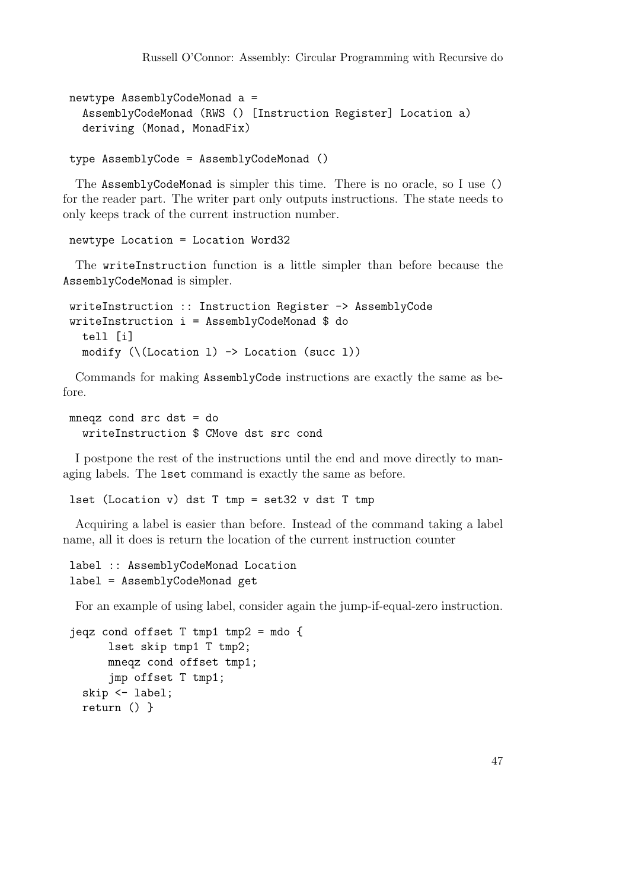```
newtype AssemblyCodeMonad a =
  AssemblyCodeMonad (RWS () [Instruction Register] Location a)
  deriving (Monad, MonadFix)

type AssemblyCode = AssemblyCodeMonad ()
```

The AssemblyCodeMonad is simpler this time. There is no oracle, so I use `()` for the reader part. The writer part only outputs instructions. The state needs to only keeps track of the current instruction number.

```
newtype Location = Location Word32
```

The writeInstruction function is a little simpler than before because the AssemblyCodeMonad is simpler.

```
writeInstruction :: Instruction Register -> AssemblyCode
writeInstruction i = AssemblyCodeMonad $ do
  tell [i]
  modify (\(Location l) -> Location (succ l))
```

Commands for making AssemblyCode instructions are exactly the same as before.

```
mneqz cond src dst = do
  writeInstruction $ CMove dst src cond
```

I postpone the rest of the instructions until the end and move directly to managing labels. The lset command is exactly the same as before.

```
lset (Location v) dst T tmp = set32 v dst T tmp
```

Acquiring a label is easier than before. Instead of the command taking a label name, all it does is return the location of the current instruction counter

```
label :: AssemblyCodeMonad Location
label = AssemblyCodeMonad get
```

For an example of using label, consider again the jump-if-equal-zero instruction.

```
jeqz cond offset T tmp1 tmp2 = mdo {
      lset skip tmp1 T tmp2;
      mneqz cond offset tmp1;
      jmp offset T tmp1;
  skip <- label;
  return () }
```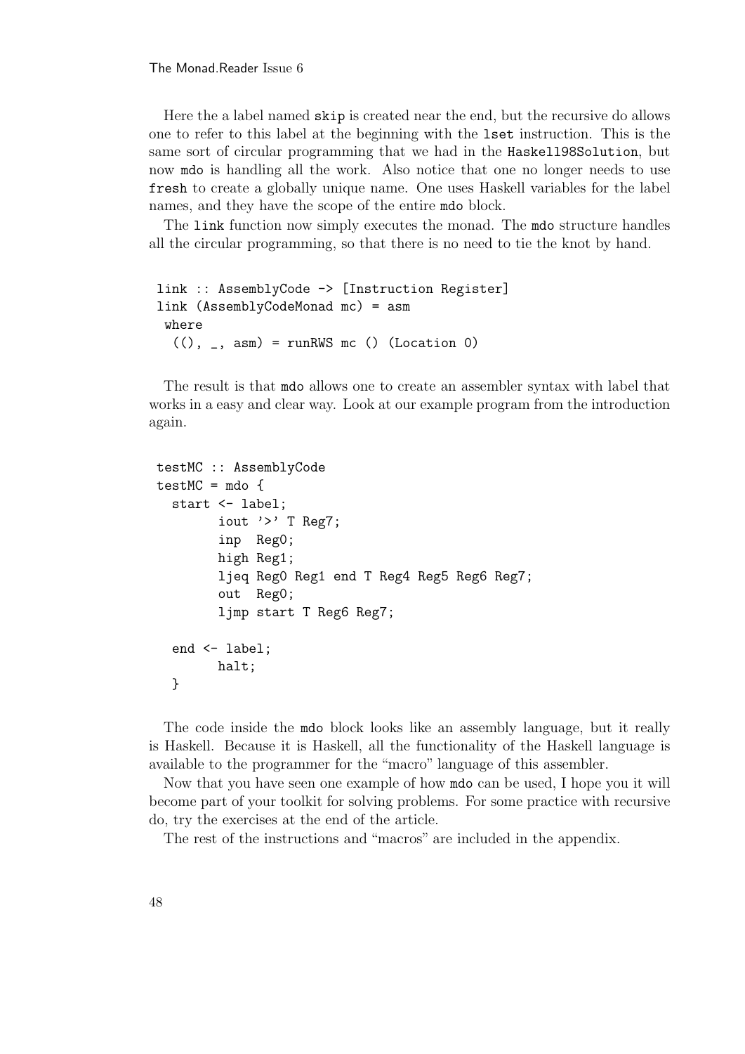Here the a label named skip is created near the end, but the recursive do allows one to refer to this label at the beginning with the lset instruction. This is the same sort of circular programming that we had in the Haskell98Solution, but now mdo is handling all the work. Also notice that one no longer needs to use fresh to create a globally unique name. One uses Haskell variables for the label names, and they have the scope of the entire mdo block.

The link function now simply executes the monad. The mdo structure handles all the circular programming, so that there is no need to tie the knot by hand.

```
link :: AssemblyCode -> [Instruction Register]
link (AssemblyCodeMonad mc) = asm
 where
  ((), _, asm) = runRWS mc () (Location 0)
```

The result is that mdo allows one to create an assembler syntax with label that works in a easy and clear way. Look at our example program from the introduction again.

```
testMC :: AssemblyCode
testMC = mdo {
  start <- label;
        iout '>' T Reg7;
        inp  Reg0;
        high Reg1;
        ljeq Reg0 Reg1 end T Reg4 Reg5 Reg6 Reg7;
        out  Reg0;
        ljmp start T Reg6 Reg7;

  end <- label;
        halt;
  }
```

The code inside the mdo block looks like an assembly language, but it really is Haskell. Because it is Haskell, all the functionality of the Haskell language is available to the programmer for the "macro" language of this assembler.

Now that you have seen one example of how mdo can be used, I hope you it will become part of your toolkit for solving problems. For some practice with recursive do, try the exercises at the end of the article.

The rest of the instructions and "macros" are included in the appendix.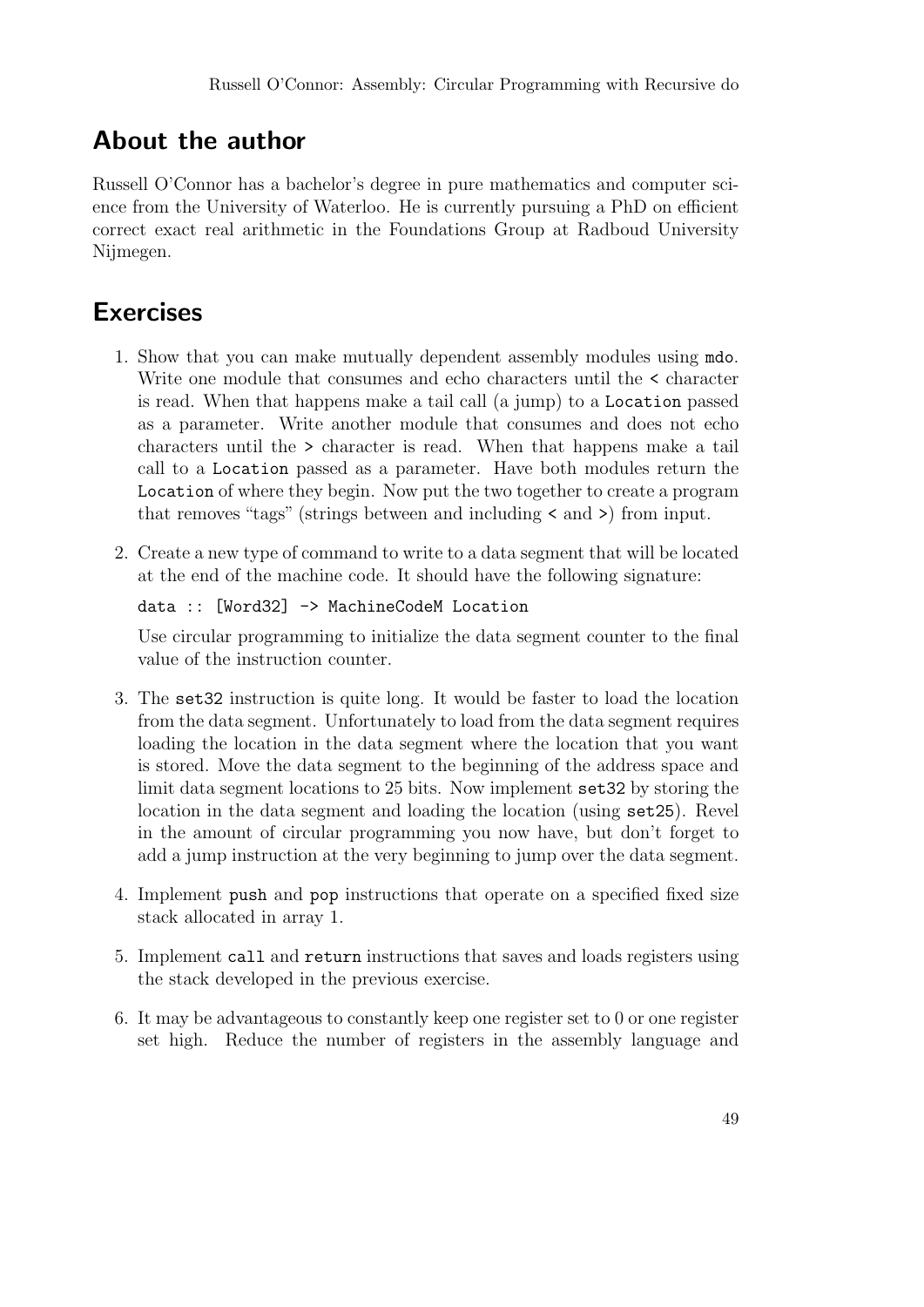## About the author

Russell O'Connor has a bachelor's degree in pure mathematics and computer science from the University of Waterloo. He is currently pursuing a PhD on efficient correct exact real arithmetic in the Foundations Group at Radboud University Nijmegen.

## Exercises

1. Show that you can make mutually dependent assembly modules using `mdo`. Write one module that consumes and echo characters until the `<` character is read. When that happens make a tail call (a jump) to a `Location` passed as a parameter. Write another module that consumes and does not echo characters until the `>` character is read. When that happens make a tail call to a `Location` passed as a parameter. Have both modules return the `Location` of where they begin. Now put the two together to create a program that removes "tags" (strings between and including `<` and `>`) from input.

2. Create a new type of command to write to a data segment that will be located at the end of the machine code. It should have the following signature:

   ```
   data :: [Word32] -> MachineCodeM Location
   ```

   Use circular programming to initialize the data segment counter to the final value of the instruction counter.

3. The `set32` instruction is quite long. It would be faster to load the location from the data segment. Unfortunately to load from the data segment requires loading the location in the data segment where the location that you want is stored. Move the data segment to the beginning of the address space and limit data segment locations to 25 bits. Now implement `set32` by storing the location in the data segment and loading the location (using `set25`). Revel in the amount of circular programming you now have, but don't forget to add a jump instruction at the very beginning to jump over the data segment.

4. Implement `push` and `pop` instructions that operate on a specified fixed size stack allocated in array 1.

5. Implement `call` and `return` instructions that saves and loads registers using the stack developed in the previous exercise.

6. It may be advantageous to constantly keep one register set to 0 or one register set high. Reduce the number of registers in the assembly language and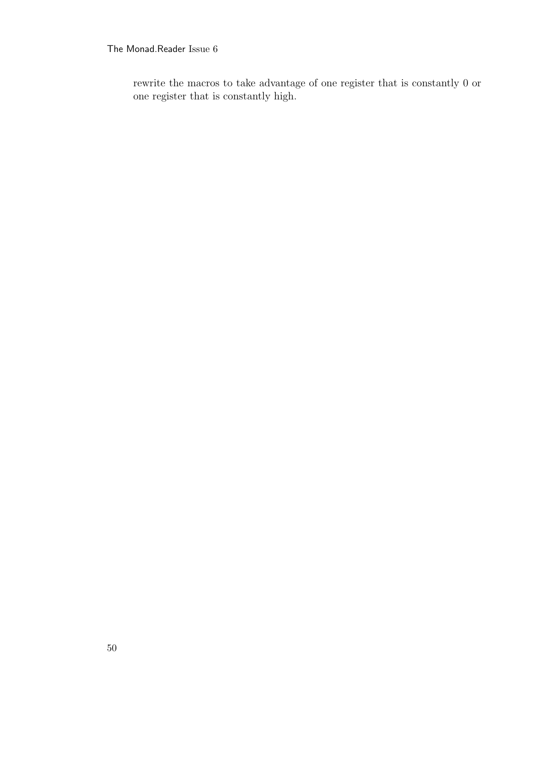rewrite the macros to take advantage of one register that is constantly 0 or one register that is constantly high.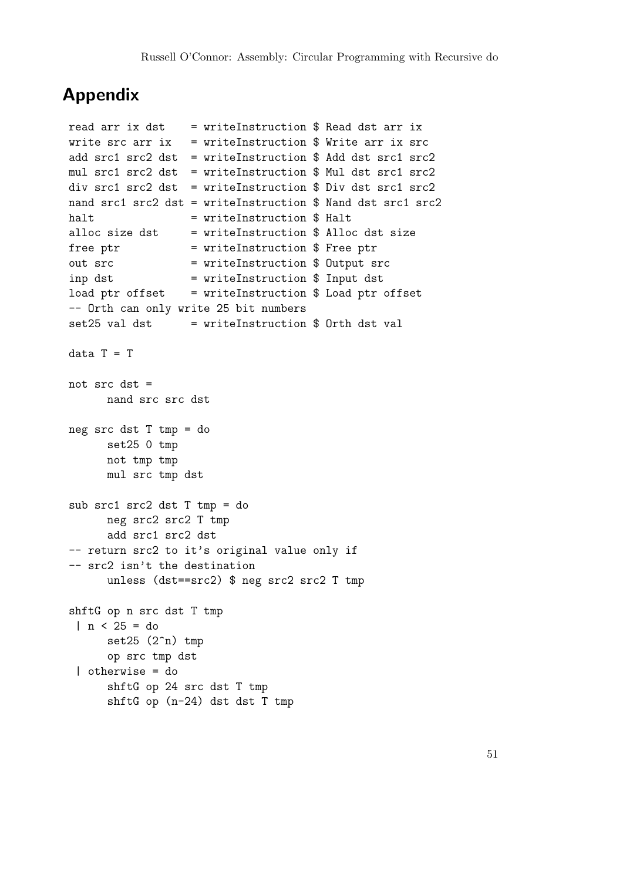# Appendix

```
read arr ix dst     = writeInstruction $ Read dst arr ix
write src arr ix    = writeInstruction $ Write arr ix src
add src1 src2 dst   = writeInstruction $ Add dst src1 src2
mul src1 src2 dst   = writeInstruction $ Mul dst src1 src2
div src1 src2 dst   = writeInstruction $ Div dst src1 src2
nand src1 src2 dst  = writeInstruction $ Nand dst src1 src2
halt                = writeInstruction $ Halt
alloc size dst      = writeInstruction $ Alloc dst size
free ptr            = writeInstruction $ Free ptr
out src             = writeInstruction $ Output src
inp dst             = writeInstruction $ Input dst
load ptr offset     = writeInstruction $ Load ptr offset
-- Orth can only write 25 bit numbers
set25 val dst       = writeInstruction $ Orth dst val

data T = T

not src dst =
      nand src src dst

neg src dst T tmp = do
      set25 0 tmp
      not tmp tmp
      mul src tmp dst

sub src1 src2 dst T tmp = do
      neg src2 src2 T tmp
      add src1 src2 dst
-- return src2 to it's original value only if
-- src2 isn't the destination
      unless (dst==src2) $ neg src2 src2 T tmp

shftG op n src dst T tmp
 | n < 25 = do
      set25 (2^n) tmp
      op src tmp dst
 | otherwise = do
      shftG op 24 src dst T tmp
      shftG op (n-24) dst dst T tmp
```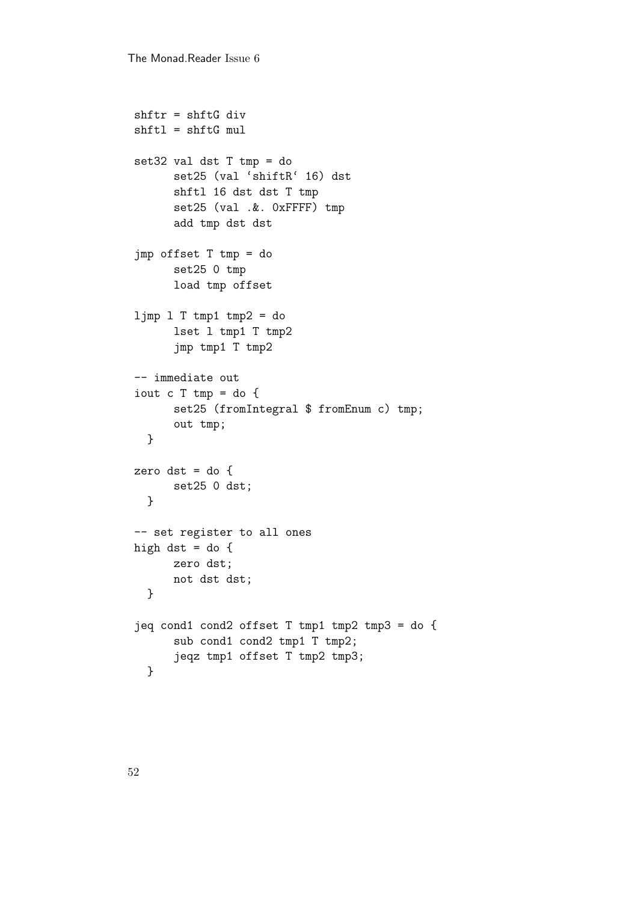```
shftr = shftG div
shftl = shftG mul

set32 val dst T tmp = do
      set25 (val `shiftR` 16) dst
      shftl 16 dst dst T tmp
      set25 (val .&. 0xFFFF) tmp
      add tmp dst dst

jmp offset T tmp = do
      set25 0 tmp
      load tmp offset

ljmp l T tmp1 tmp2 = do
      lset l tmp1 T tmp2
      jmp tmp1 T tmp2

-- immediate out
iout c T tmp = do {
      set25 (fromIntegral $ fromEnum c) tmp;
      out tmp;
  }

zero dst = do {
      set25 0 dst;
  }

-- set register to all ones
high dst = do {
      zero dst;
      not dst dst;
  }

jeq cond1 cond2 offset T tmp1 tmp2 tmp3 = do {
      sub cond1 cond2 tmp1 T tmp2;
      jeqz tmp1 offset T tmp2 tmp3;
  }
```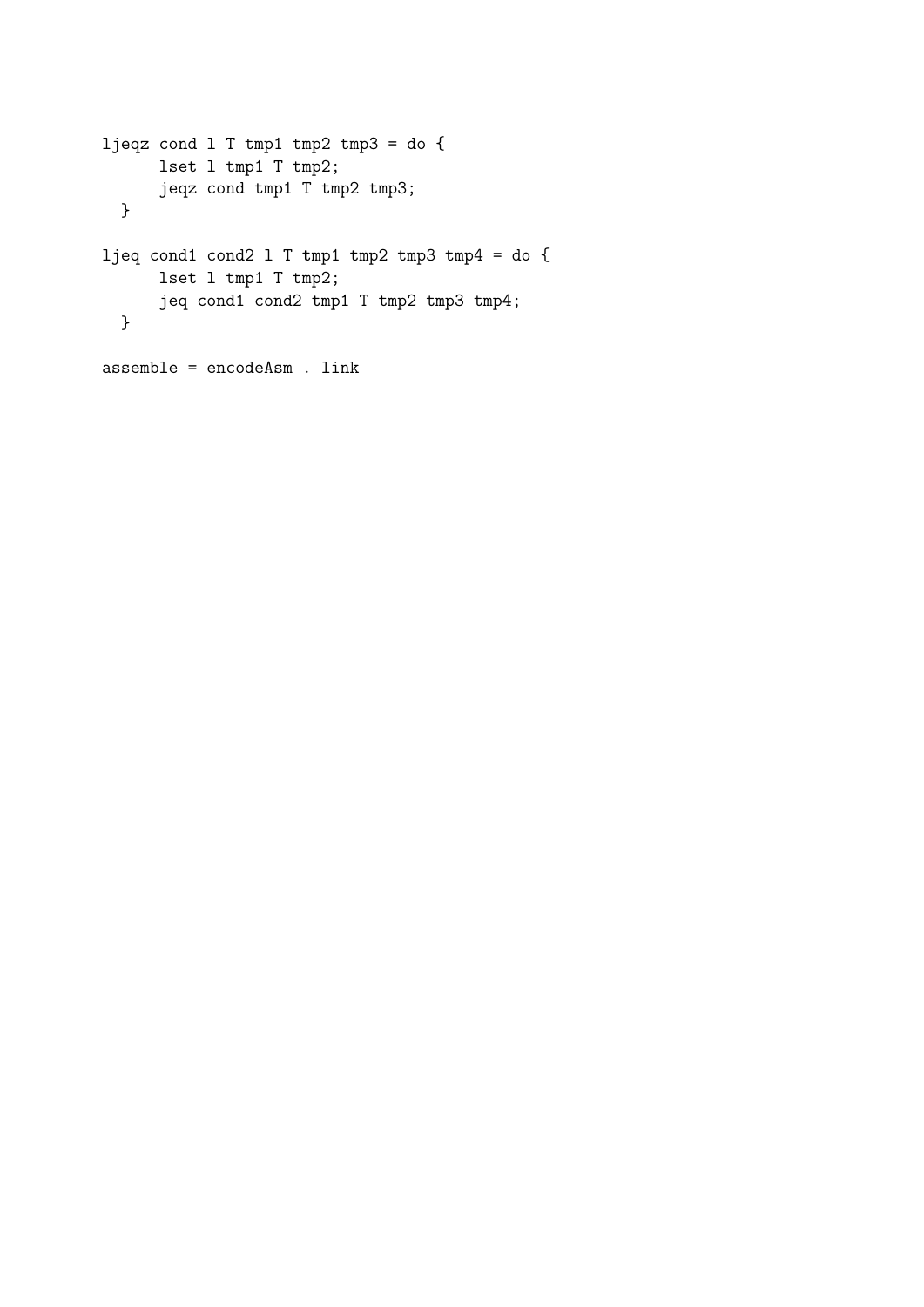```
ljeqz cond l T tmp1 tmp2 tmp3 = do {
      lset l tmp1 T tmp2;
      jeqz cond tmp1 T tmp2 tmp3;
  }

ljeq cond1 cond2 l T tmp1 tmp2 tmp3 tmp4 = do {
      lset l tmp1 T tmp2;
      jeq cond1 cond2 tmp1 T tmp2 tmp3 tmp4;
  }

assemble = encodeAsm . link
```